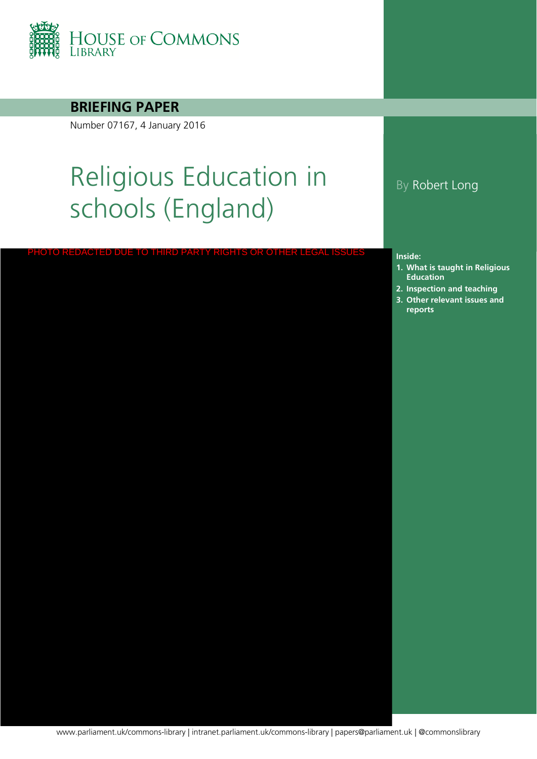HOUSE OF COMMONS LIBRARY

**BRIEFING PAPER**

Number 07167, 4 January 2016

# Religious Education in schools (England)

By Robert Long

PHOTO REDACTED DUE TO THIRD PARTY RIGHTS OR OTHER LEGAL ISSUES

**Inside:**

1. **What is taught in Religious Education**
2. **Inspection and teaching**
3. **Other relevant issues and reports**

www.parliament.uk/commons-library | intranet.parliament.uk/commons-library | papers@parliament.uk | @commonslibrary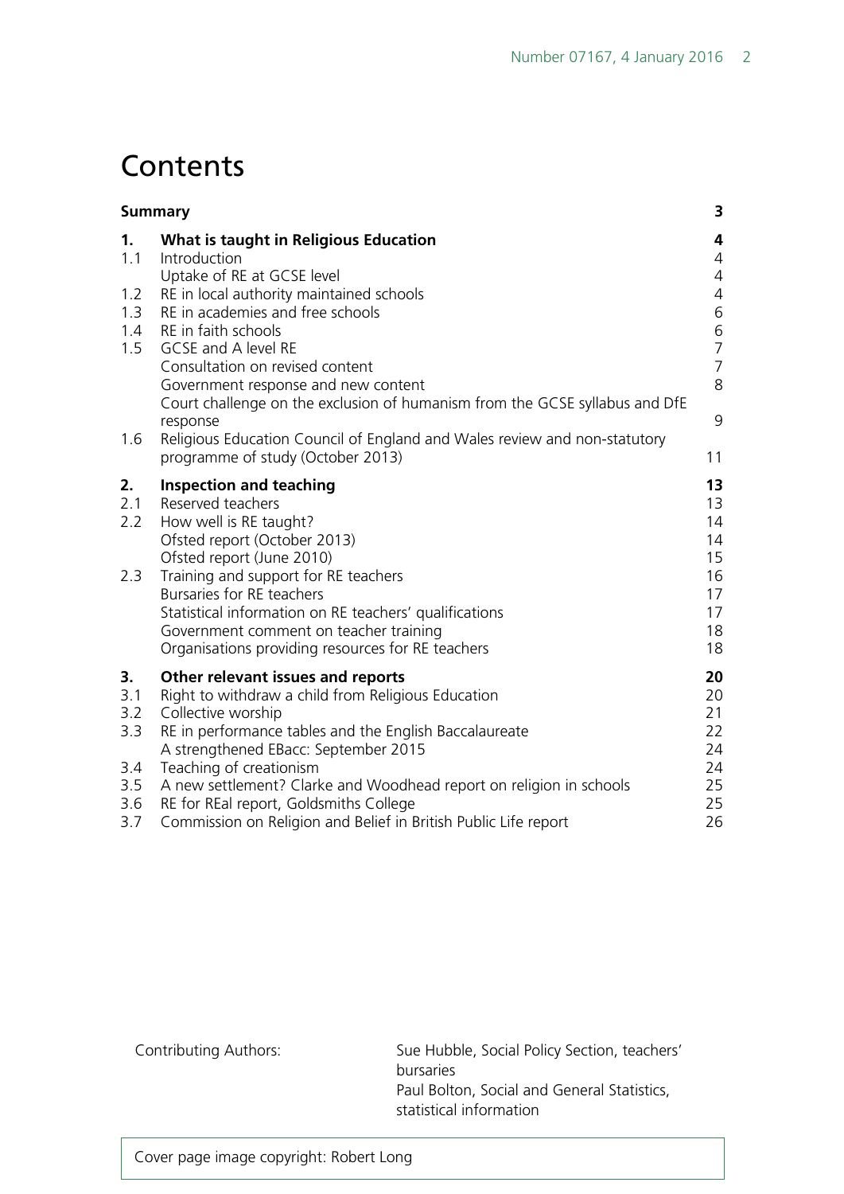# Contents

| | | |
|---|---|---|
| **Summary** | | **3** |
| **1.** | **What is taught in Religious Education** | **4** |
| 1.1 | Introduction | 4 |
| | Uptake of RE at GCSE level | 4 |
| 1.2 | RE in local authority maintained schools | 4 |
| 1.3 | RE in academies and free schools | 6 |
| 1.4 | RE in faith schools | 6 |
| 1.5 | GCSE and A level RE | 7 |
| | Consultation on revised content | 7 |
| | Government response and new content | 8 |
| | Court challenge on the exclusion of humanism from the GCSE syllabus and DfE response | 9 |
| 1.6 | Religious Education Council of England and Wales review and non-statutory programme of study (October 2013) | 11 |
| **2.** | **Inspection and teaching** | **13** |
| 2.1 | Reserved teachers | 13 |
| 2.2 | How well is RE taught? | 14 |
| | Ofsted report (October 2013) | 14 |
| | Ofsted report (June 2010) | 15 |
| 2.3 | Training and support for RE teachers | 16 |
| | Bursaries for RE teachers | 17 |
| | Statistical information on RE teachers' qualifications | 17 |
| | Government comment on teacher training | 18 |
| | Organisations providing resources for RE teachers | 18 |
| **3.** | **Other relevant issues and reports** | **20** |
| 3.1 | Right to withdraw a child from Religious Education | 20 |
| 3.2 | Collective worship | 21 |
| 3.3 | RE in performance tables and the English Baccalaureate | 22 |
| | A strengthened EBacc: September 2015 | 24 |
| 3.4 | Teaching of creationism | 24 |
| 3.5 | A new settlement? Clarke and Woodhead report on religion in schools | 25 |
| 3.6 | RE for REal report, Goldsmiths College | 25 |
| 3.7 | Commission on Religion and Belief in British Public Life report | 26 |

Contributing Authors: Sue Hubble, Social Policy Section, teachers' bursaries
Paul Bolton, Social and General Statistics, statistical information

Cover page image copyright: Robert Long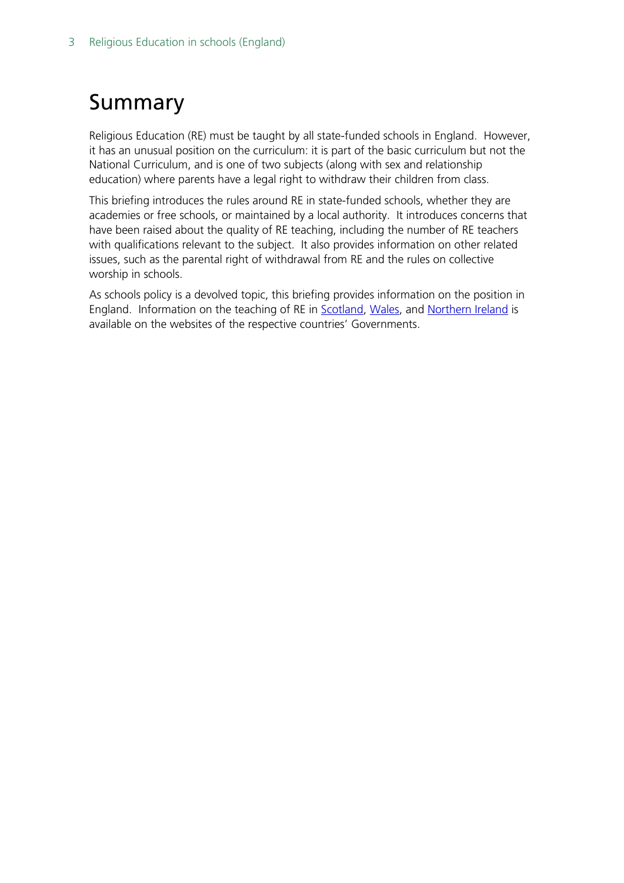# Summary

Religious Education (RE) must be taught by all state-funded schools in England. However, it has an unusual position on the curriculum: it is part of the basic curriculum but not the National Curriculum, and is one of two subjects (along with sex and relationship education) where parents have a legal right to withdraw their children from class.

This briefing introduces the rules around RE in state-funded schools, whether they are academies or free schools, or maintained by a local authority. It introduces concerns that have been raised about the quality of RE teaching, including the number of RE teachers with qualifications relevant to the subject. It also provides information on other related issues, such as the parental right of withdrawal from RE and the rules on collective worship in schools.

As schools policy is a devolved topic, this briefing provides information on the position in England. Information on the teaching of RE in Scotland, Wales, and Northern Ireland is available on the websites of the respective countries' Governments.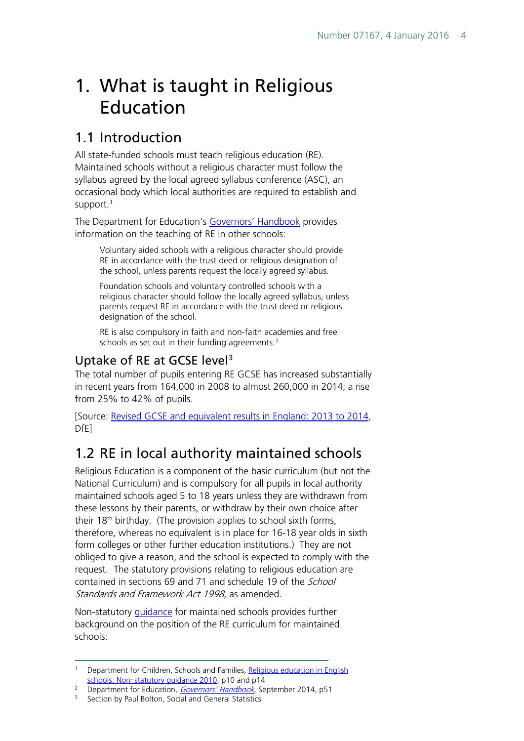# 1. What is taught in Religious Education

## 1.1 Introduction

All state-funded schools must teach religious education (RE). Maintained schools without a religious character must follow the syllabus agreed by the local agreed syllabus conference (ASC), an occasional body which local authorities are required to establish and support.[1]

The Department for Education's Governors' Handbook provides information on the teaching of RE in other schools:

> Voluntary aided schools with a religious character should provide RE in accordance with the trust deed or religious designation of the school, unless parents request the locally agreed syllabus.
>
> Foundation schools and voluntary controlled schools with a religious character should follow the locally agreed syllabus, unless parents request RE in accordance with the trust deed or religious designation of the school.
>
> RE is also compulsory in faith and non-faith academies and free schools as set out in their funding agreements.[2]

### Uptake of RE at GCSE level[3]

The total number of pupils entering RE GCSE has increased substantially in recent years from 164,000 in 2008 to almost 260,000 in 2014; a rise from 25% to 42% of pupils.

[Source: Revised GCSE and equivalent results in England: 2013 to 2014, DfE]

## 1.2 RE in local authority maintained schools

Religious Education is a component of the basic curriculum (but not the National Curriculum) and is compulsory for all pupils in local authority maintained schools aged 5 to 18 years unless they are withdrawn from these lessons by their parents, or withdraw by their own choice after their 18th birthday. (The provision applies to school sixth forms, therefore, whereas no equivalent is in place for 16-18 year olds in sixth form colleges or other further education institutions.) They are not obliged to give a reason, and the school is expected to comply with the request. The statutory provisions relating to religious education are contained in sections 69 and 71 and schedule 19 of the *School Standards and Framework Act 1998*, as amended.

Non-statutory guidance for maintained schools provides further background on the position of the RE curriculum for maintained schools:

---

1 Department for Children, Schools and Families, Religious education in English schools: Non-statutory guidance 2010, p10 and p14

2 Department for Education, *Governors' Handbook*, September 2014, p51

3 Section by Paul Bolton, Social and General Statistics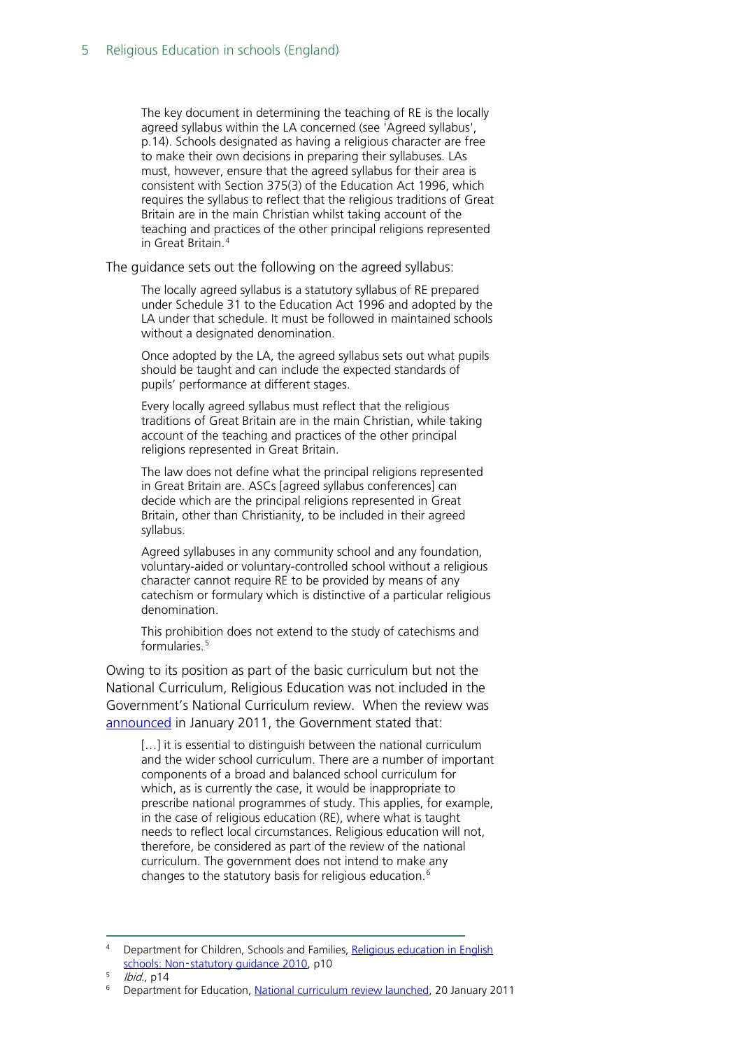> The key document in determining the teaching of RE is the locally agreed syllabus within the LA concerned (see 'Agreed syllabus', p.14). Schools designated as having a religious character are free to make their own decisions in preparing their syllabuses. LAs must, however, ensure that the agreed syllabus for their area is consistent with Section 375(3) of the Education Act 1996, which requires the syllabus to reflect that the religious traditions of Great Britain are in the main Christian whilst taking account of the teaching and practices of the other principal religions represented in Great Britain.[4]

The guidance sets out the following on the agreed syllabus:

> The locally agreed syllabus is a statutory syllabus of RE prepared under Schedule 31 to the Education Act 1996 and adopted by the LA under that schedule. It must be followed in maintained schools without a designated denomination.
>
> Once adopted by the LA, the agreed syllabus sets out what pupils should be taught and can include the expected standards of pupils' performance at different stages.
>
> Every locally agreed syllabus must reflect that the religious traditions of Great Britain are in the main Christian, while taking account of the teaching and practices of the other principal religions represented in Great Britain.
>
> The law does not define what the principal religions represented in Great Britain are. ASCs [agreed syllabus conferences] can decide which are the principal religions represented in Great Britain, other than Christianity, to be included in their agreed syllabus.
>
> Agreed syllabuses in any community school and any foundation, voluntary-aided or voluntary-controlled school without a religious character cannot require RE to be provided by means of any catechism or formulary which is distinctive of a particular religious denomination.
>
> This prohibition does not extend to the study of catechisms and formularies.[5]

Owing to its position as part of the basic curriculum but not the National Curriculum, Religious Education was not included in the Government's National Curriculum review. When the review was announced in January 2011, the Government stated that:

> […] it is essential to distinguish between the national curriculum and the wider school curriculum. There are a number of important components of a broad and balanced school curriculum for which, as is currently the case, it would be inappropriate to prescribe national programmes of study. This applies, for example, in the case of religious education (RE), where what is taught needs to reflect local circumstances. Religious education will not, therefore, be considered as part of the review of the national curriculum. The government does not intend to make any changes to the statutory basis for religious education.[6]

---

[4] Department for Children, Schools and Families, Religious education in English schools: Non-statutory guidance 2010, p10

[5] *Ibid.*, p14

[6] Department for Education, National curriculum review launched, 20 January 2011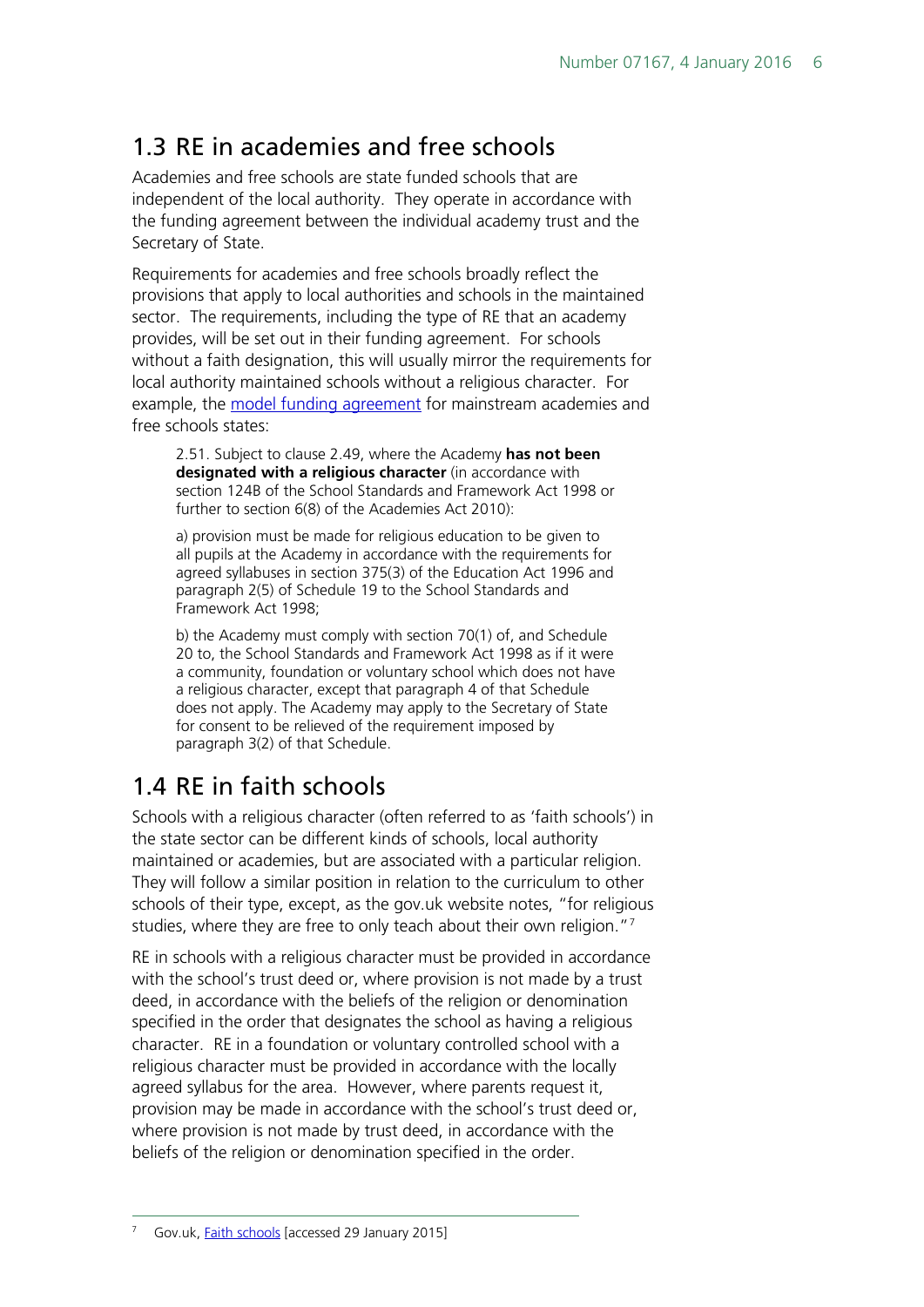## 1.3 RE in academies and free schools

Academies and free schools are state funded schools that are independent of the local authority. They operate in accordance with the funding agreement between the individual academy trust and the Secretary of State.

Requirements for academies and free schools broadly reflect the provisions that apply to local authorities and schools in the maintained sector. The requirements, including the type of RE that an academy provides, will be set out in their funding agreement. For schools without a faith designation, this will usually mirror the requirements for local authority maintained schools without a religious character. For example, the [model funding agreement](#) for mainstream academies and free schools states:

> 2.51. Subject to clause 2.49, where the Academy **has not been designated with a religious character** (in accordance with section 124B of the School Standards and Framework Act 1998 or further to section 6(8) of the Academies Act 2010):
>
> a) provision must be made for religious education to be given to all pupils at the Academy in accordance with the requirements for agreed syllabuses in section 375(3) of the Education Act 1996 and paragraph 2(5) of Schedule 19 to the School Standards and Framework Act 1998;
>
> b) the Academy must comply with section 70(1) of, and Schedule 20 to, the School Standards and Framework Act 1998 as if it were a community, foundation or voluntary school which does not have a religious character, except that paragraph 4 of that Schedule does not apply. The Academy may apply to the Secretary of State for consent to be relieved of the requirement imposed by paragraph 3(2) of that Schedule.

## 1.4 RE in faith schools

Schools with a religious character (often referred to as 'faith schools') in the state sector can be different kinds of schools, local authority maintained or academies, but are associated with a particular religion. They will follow a similar position in relation to the curriculum to other schools of their type, except, as the gov.uk website notes, "for religious studies, where they are free to only teach about their own religion."[7]

RE in schools with a religious character must be provided in accordance with the school's trust deed or, where provision is not made by a trust deed, in accordance with the beliefs of the religion or denomination specified in the order that designates the school as having a religious character. RE in a foundation or voluntary controlled school with a religious character must be provided in accordance with the locally agreed syllabus for the area. However, where parents request it, provision may be made in accordance with the school's trust deed or, where provision is not made by trust deed, in accordance with the beliefs of the religion or denomination specified in the order.

[7] Gov.uk, [Faith schools](#) [accessed 29 January 2015]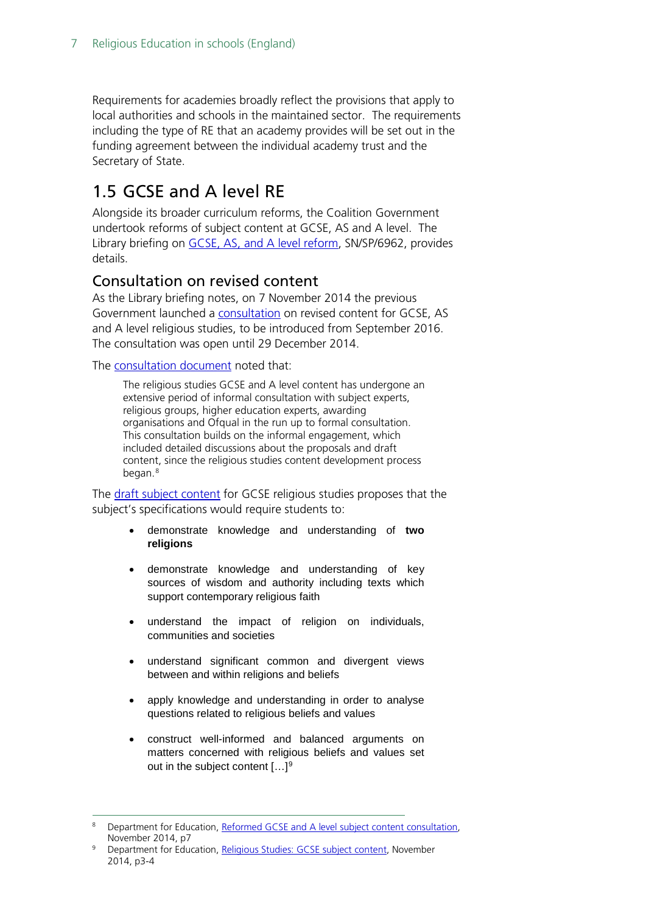Requirements for academies broadly reflect the provisions that apply to local authorities and schools in the maintained sector. The requirements including the type of RE that an academy provides will be set out in the funding agreement between the individual academy trust and the Secretary of State.

## 1.5 GCSE and A level RE

Alongside its broader curriculum reforms, the Coalition Government undertook reforms of subject content at GCSE, AS and A level. The Library briefing on GCSE, AS, and A level reform, SN/SP/6962, provides details.

### Consultation on revised content

As the Library briefing notes, on 7 November 2014 the previous Government launched a consultation on revised content for GCSE, AS and A level religious studies, to be introduced from September 2016. The consultation was open until 29 December 2014.

The consultation document noted that:

> The religious studies GCSE and A level content has undergone an extensive period of informal consultation with subject experts, religious groups, higher education experts, awarding organisations and Ofqual in the run up to formal consultation. This consultation builds on the informal engagement, which included detailed discussions about the proposals and draft content, since the religious studies content development process began.[8]

The draft subject content for GCSE religious studies proposes that the subject's specifications would require students to:

> - demonstrate knowledge and understanding of **two religions**
> - demonstrate knowledge and understanding of key sources of wisdom and authority including texts which support contemporary religious faith
> - understand the impact of religion on individuals, communities and societies
> - understand significant common and divergent views between and within religions and beliefs
> - apply knowledge and understanding in order to analyse questions related to religious beliefs and values
> - construct well-informed and balanced arguments on matters concerned with religious beliefs and values set out in the subject content […][9]

---

8 Department for Education, Reformed GCSE and A level subject content consultation, November 2014, p7

9 Department for Education, Religious Studies: GCSE subject content, November 2014, p3-4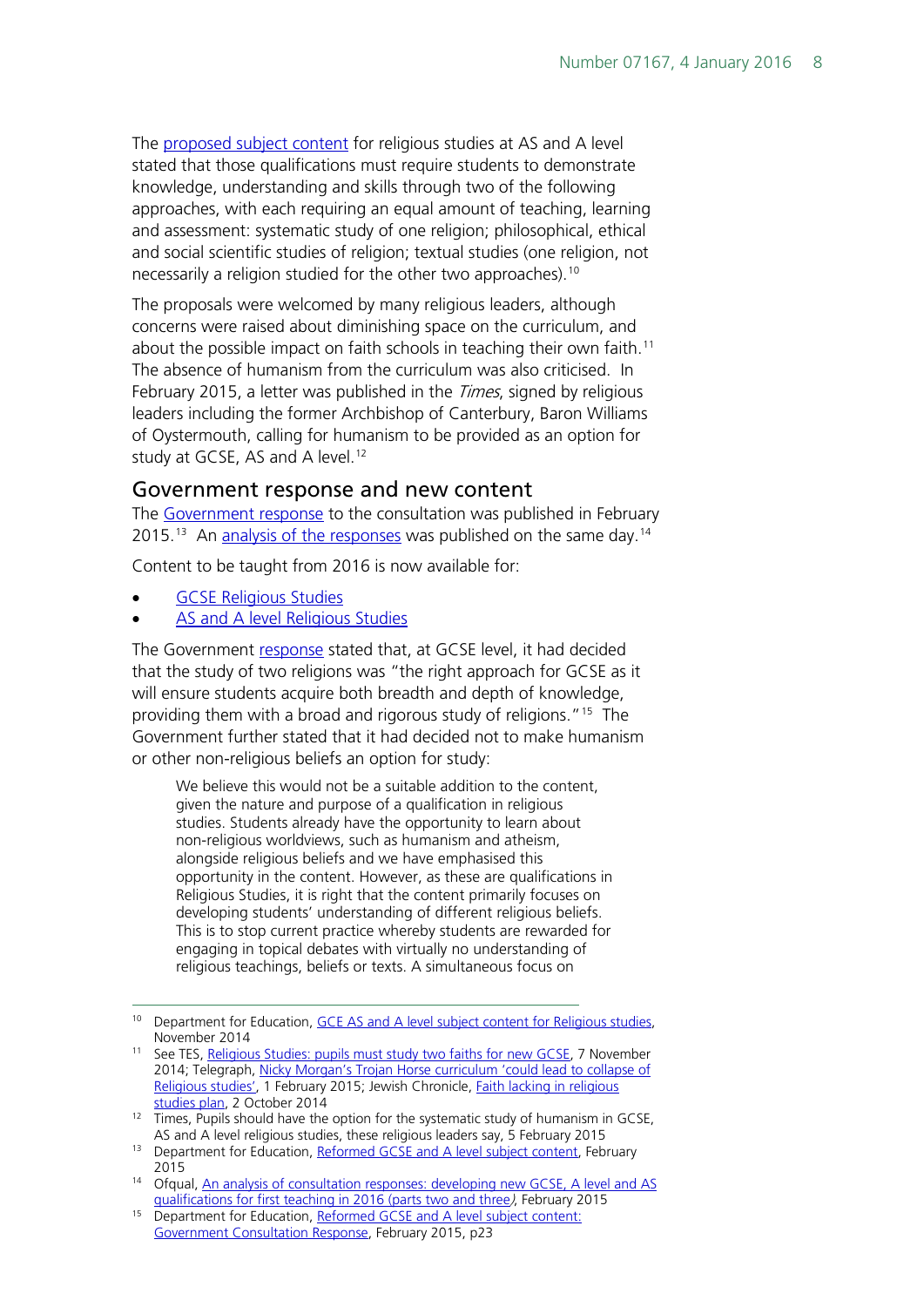The proposed subject content for religious studies at AS and A level stated that those qualifications must require students to demonstrate knowledge, understanding and skills through two of the following approaches, with each requiring an equal amount of teaching, learning and assessment: systematic study of one religion; philosophical, ethical and social scientific studies of religion; textual studies (one religion, not necessarily a religion studied for the other two approaches).[10]

The proposals were welcomed by many religious leaders, although concerns were raised about diminishing space on the curriculum, and about the possible impact on faith schools in teaching their own faith.[11] The absence of humanism from the curriculum was also criticised. In February 2015, a letter was published in the *Times*, signed by religious leaders including the former Archbishop of Canterbury, Baron Williams of Oystermouth, calling for humanism to be provided as an option for study at GCSE, AS and A level.[12]

## Government response and new content

The Government response to the consultation was published in February 2015.[13] An analysis of the responses was published on the same day.[14]

Content to be taught from 2016 is now available for:

- GCSE Religious Studies
- AS and A level Religious Studies

The Government response stated that, at GCSE level, it had decided that the study of two religions was "the right approach for GCSE as it will ensure students acquire both breadth and depth of knowledge, providing them with a broad and rigorous study of religions."[15] The Government further stated that it had decided not to make humanism or other non-religious beliefs an option for study:

> We believe this would not be a suitable addition to the content, given the nature and purpose of a qualification in religious studies. Students already have the opportunity to learn about non-religious worldviews, such as humanism and atheism, alongside religious beliefs and we have emphasised this opportunity in the content. However, as these are qualifications in Religious Studies, it is right that the content primarily focuses on developing students' understanding of different religious beliefs. This is to stop current practice whereby students are rewarded for engaging in topical debates with virtually no understanding of religious teachings, beliefs or texts. A simultaneous focus on

---

[10] Department for Education, GCE AS and A level subject content for Religious studies, November 2014

[11] See TES, Religious Studies: pupils must study two faiths for new GCSE, 7 November 2014; Telegraph, Nicky Morgan's Trojan Horse curriculum 'could lead to collapse of Religious studies', 1 February 2015; Jewish Chronicle, Faith lacking in religious studies plan, 2 October 2014

[12] Times, Pupils should have the option for the systematic study of humanism in GCSE, AS and A level religious studies, these religious leaders say, 5 February 2015

[13] Department for Education, Reformed GCSE and A level subject content, February 2015

[14] Ofqual, *An analysis of consultation responses: developing new GCSE, A level and AS qualifications for first teaching in 2016 (parts two and three)*, February 2015

[15] Department for Education, Reformed GCSE and A level subject content: Government Consultation Response, February 2015, p23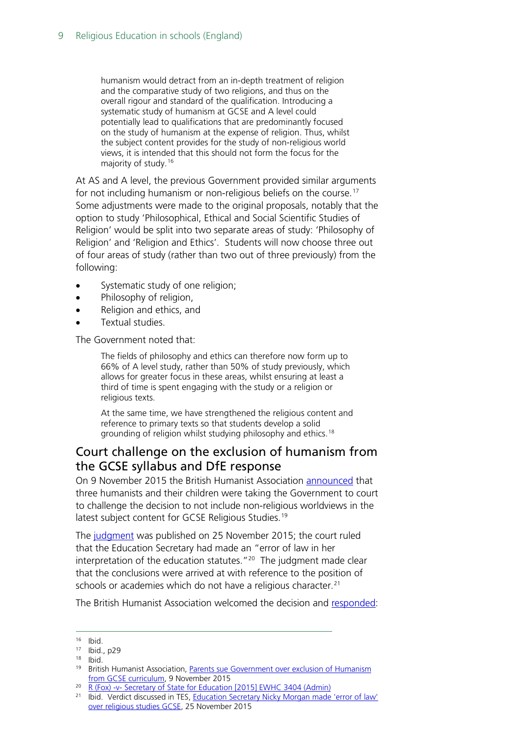> humanism would detract from an in-depth treatment of religion and the comparative study of two religions, and thus on the overall rigour and standard of the qualification. Introducing a systematic study of humanism at GCSE and A level could potentially lead to qualifications that are predominantly focused on the study of humanism at the expense of religion. Thus, whilst the subject content provides for the study of non-religious world views, it is intended that this should not form the focus for the majority of study.[16]

At AS and A level, the previous Government provided similar arguments for not including humanism or non-religious beliefs on the course.[17] Some adjustments were made to the original proposals, notably that the option to study 'Philosophical, Ethical and Social Scientific Studies of Religion' would be split into two separate areas of study: 'Philosophy of Religion' and 'Religion and Ethics'. Students will now choose three out of four areas of study (rather than two out of three previously) from the following:

- Systematic study of one religion;
- Philosophy of religion,
- Religion and ethics, and
- Textual studies.

The Government noted that:

> The fields of philosophy and ethics can therefore now form up to 66% of A level study, rather than 50% of study previously, which allows for greater focus in these areas, whilst ensuring at least a third of time is spent engaging with the study or a religion or religious texts.
>
> At the same time, we have strengthened the religious content and reference to primary texts so that students develop a solid grounding of religion whilst studying philosophy and ethics.[18]

## Court challenge on the exclusion of humanism from the GCSE syllabus and DfE response

On 9 November 2015 the British Humanist Association announced that three humanists and their children were taking the Government to court to challenge the decision to not include non-religious worldviews in the latest subject content for GCSE Religious Studies.[19]

The judgment was published on 25 November 2015; the court ruled that the Education Secretary had made an "error of law in her interpretation of the education statutes."[20] The judgment made clear that the conclusions were arrived at with reference to the position of schools or academies which do not have a religious character.[21]

The British Humanist Association welcomed the decision and responded:

---

[16] Ibid.

[17] Ibid., p29

[18] Ibid.

[19] British Humanist Association, Parents sue Government over exclusion of Humanism from GCSE curriculum, 9 November 2015

[20] R (Fox) -v- Secretary of State for Education [2015] EWHC 3404 (Admin)

[21] Ibid. Verdict discussed in TES, Education Secretary Nicky Morgan made 'error of law' over religious studies GCSE, 25 November 2015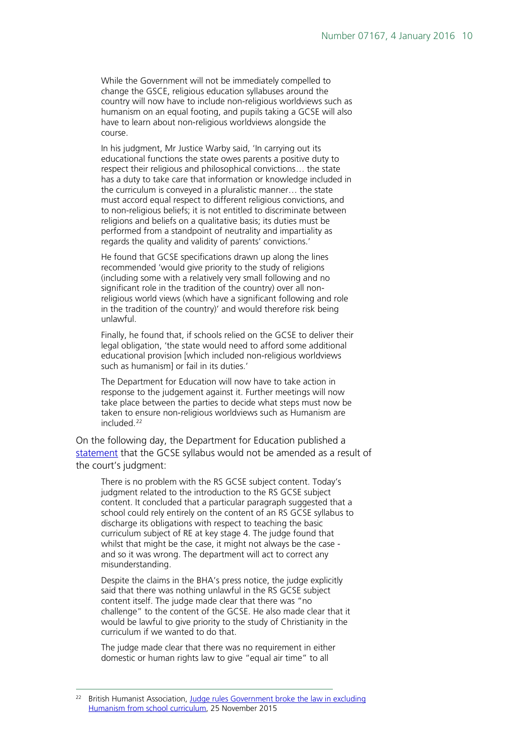> While the Government will not be immediately compelled to change the GSCE, religious education syllabuses around the country will now have to include non-religious worldviews such as humanism on an equal footing, and pupils taking a GCSE will also have to learn about non-religious worldviews alongside the course.
>
> In his judgment, Mr Justice Warby said, 'In carrying out its educational functions the state owes parents a positive duty to respect their religious and philosophical convictions… the state has a duty to take care that information or knowledge included in the curriculum is conveyed in a pluralistic manner… the state must accord equal respect to different religious convictions, and to non-religious beliefs; it is not entitled to discriminate between religions and beliefs on a qualitative basis; its duties must be performed from a standpoint of neutrality and impartiality as regards the quality and validity of parents' convictions.'
>
> He found that GCSE specifications drawn up along the lines recommended 'would give priority to the study of religions (including some with a relatively very small following and no significant role in the tradition of the country) over all non-religious world views (which have a significant following and role in the tradition of the country)' and would therefore risk being unlawful.
>
> Finally, he found that, if schools relied on the GCSE to deliver their legal obligation, 'the state would need to afford some additional educational provision [which included non-religious worldviews such as humanism] or fail in its duties.'
>
> The Department for Education will now have to take action in response to the judgement against it. Further meetings will now take place between the parties to decide what steps must now be taken to ensure non-religious worldviews such as Humanism are included.[22]

On the following day, the Department for Education published a statement that the GCSE syllabus would not be amended as a result of the court's judgment:

> There is no problem with the RS GCSE subject content. Today's judgment related to the introduction to the RS GCSE subject content. It concluded that a particular paragraph suggested that a school could rely entirely on the content of an RS GCSE syllabus to discharge its obligations with respect to teaching the basic curriculum subject of RE at key stage 4. The judge found that whilst that might be the case, it might not always be the case - and so it was wrong. The department will act to correct any misunderstanding.
>
> Despite the claims in the BHA's press notice, the judge explicitly said that there was nothing unlawful in the RS GCSE subject content itself. The judge made clear that there was "no challenge" to the content of the GCSE. He also made clear that it would be lawful to give priority to the study of Christianity in the curriculum if we wanted to do that.
>
> The judge made clear that there was no requirement in either domestic or human rights law to give "equal air time" to all

[22] British Humanist Association, Judge rules Government broke the law in excluding Humanism from school curriculum, 25 November 2015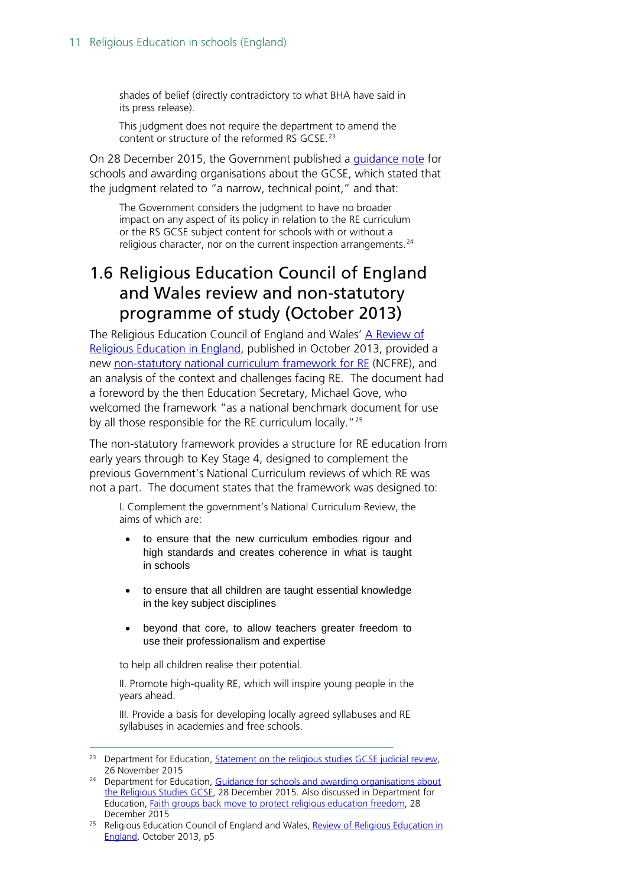> shades of belief (directly contradictory to what BHA have said in its press release).
>
> This judgment does not require the department to amend the content or structure of the reformed RS GCSE.[23]

On 28 December 2015, the Government published a guidance note for schools and awarding organisations about the GCSE, which stated that the judgment related to "a narrow, technical point," and that:

> The Government considers the judgment to have no broader impact on any aspect of its policy in relation to the RE curriculum or the RS GCSE subject content for schools with or without a religious character, nor on the current inspection arrangements.[24]

## 1.6 Religious Education Council of England and Wales review and non-statutory programme of study (October 2013)

The Religious Education Council of England and Wales' A Review of Religious Education in England, published in October 2013, provided a new non-statutory national curriculum framework for RE (NCFRE), and an analysis of the context and challenges facing RE. The document had a foreword by the then Education Secretary, Michael Gove, who welcomed the framework "as a national benchmark document for use by all those responsible for the RE curriculum locally."[25]

The non-statutory framework provides a structure for RE education from early years through to Key Stage 4, designed to complement the previous Government's National Curriculum reviews of which RE was not a part. The document states that the framework was designed to:

> I. Complement the government's National Curriculum Review, the aims of which are:
>
> - to ensure that the new curriculum embodies rigour and high standards and creates coherence in what is taught in schools
> - to ensure that all children are taught essential knowledge in the key subject disciplines
> - beyond that core, to allow teachers greater freedom to use their professionalism and expertise
>
> to help all children realise their potential.
>
> II. Promote high-quality RE, which will inspire young people in the years ahead.
>
> III. Provide a basis for developing locally agreed syllabuses and RE syllabuses in academies and free schools.

---

[23] Department for Education, Statement on the religious studies GCSE judicial review, 26 November 2015

[24] Department for Education, Guidance for schools and awarding organisations about the Religious Studies GCSE, 28 December 2015. Also discussed in Department for Education, Faith groups back move to protect religious education freedom, 28 December 2015

[25] Religious Education Council of England and Wales, Review of Religious Education in England, October 2013, p5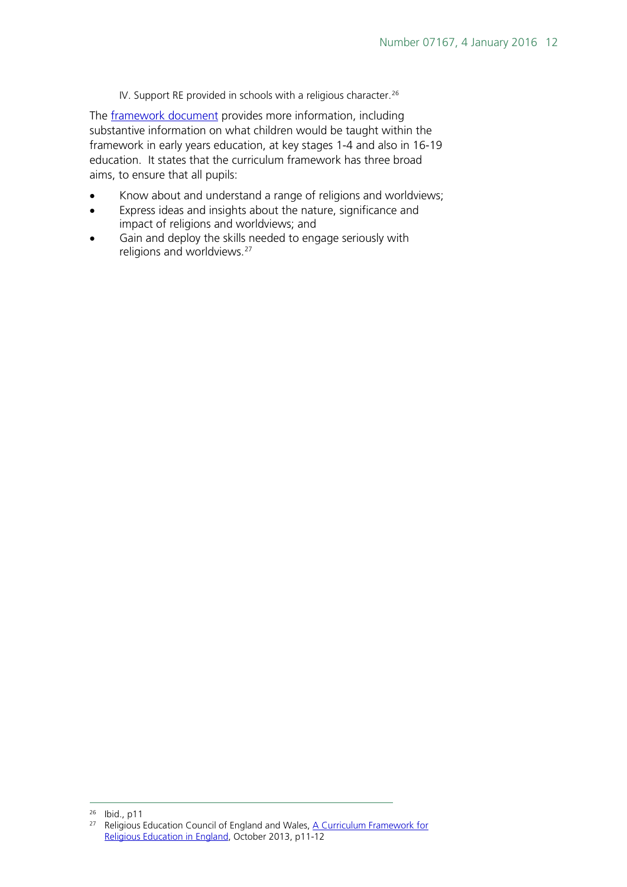IV. Support RE provided in schools with a religious character.[26]

The framework document provides more information, including substantive information on what children would be taught within the framework in early years education, at key stages 1-4 and also in 16-19 education. It states that the curriculum framework has three broad aims, to ensure that all pupils:

- Know about and understand a range of religions and worldviews;
- Express ideas and insights about the nature, significance and impact of religions and worldviews; and
- Gain and deploy the skills needed to engage seriously with religions and worldviews.[27]

---

[26] Ibid., p11

[27] Religious Education Council of England and Wales, A Curriculum Framework for Religious Education in England, October 2013, p11-12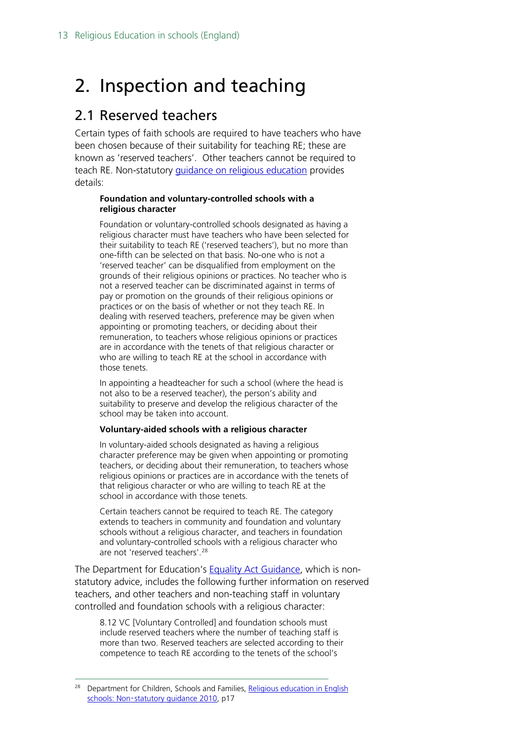# 2. Inspection and teaching

## 2.1 Reserved teachers

Certain types of faith schools are required to have teachers who have been chosen because of their suitability for teaching RE; these are known as 'reserved teachers'. Other teachers cannot be required to teach RE. Non-statutory guidance on religious education provides details:

> **Foundation and voluntary-controlled schools with a religious character**
>
> Foundation or voluntary-controlled schools designated as having a religious character must have teachers who have been selected for their suitability to teach RE ('reserved teachers'), but no more than one-fifth can be selected on that basis. No-one who is not a 'reserved teacher' can be disqualified from employment on the grounds of their religious opinions or practices. No teacher who is not a reserved teacher can be discriminated against in terms of pay or promotion on the grounds of their religious opinions or practices or on the basis of whether or not they teach RE. In dealing with reserved teachers, preference may be given when appointing or promoting teachers, or deciding about their remuneration, to teachers whose religious opinions or practices are in accordance with the tenets of that religious character or who are willing to teach RE at the school in accordance with those tenets.
>
> In appointing a headteacher for such a school (where the head is not also to be a reserved teacher), the person's ability and suitability to preserve and develop the religious character of the school may be taken into account.
>
> **Voluntary-aided schools with a religious character**
>
> In voluntary-aided schools designated as having a religious character preference may be given when appointing or promoting teachers, or deciding about their remuneration, to teachers whose religious opinions or practices are in accordance with the tenets of that religious character or who are willing to teach RE at the school in accordance with those tenets.
>
> Certain teachers cannot be required to teach RE. The category extends to teachers in community and foundation and voluntary schools without a religious character, and teachers in foundation and voluntary-controlled schools with a religious character who are not 'reserved teachers'.[28]

The Department for Education's Equality Act Guidance, which is non-statutory advice, includes the following further information on reserved teachers, and other teachers and non-teaching staff in voluntary controlled and foundation schools with a religious character:

> 8.12 VC [Voluntary Controlled] and foundation schools must include reserved teachers where the number of teaching staff is more than two. Reserved teachers are selected according to their competence to teach RE according to the tenets of the school's

[28] Department for Children, Schools and Families, Religious education in English schools: Non-statutory guidance 2010, p17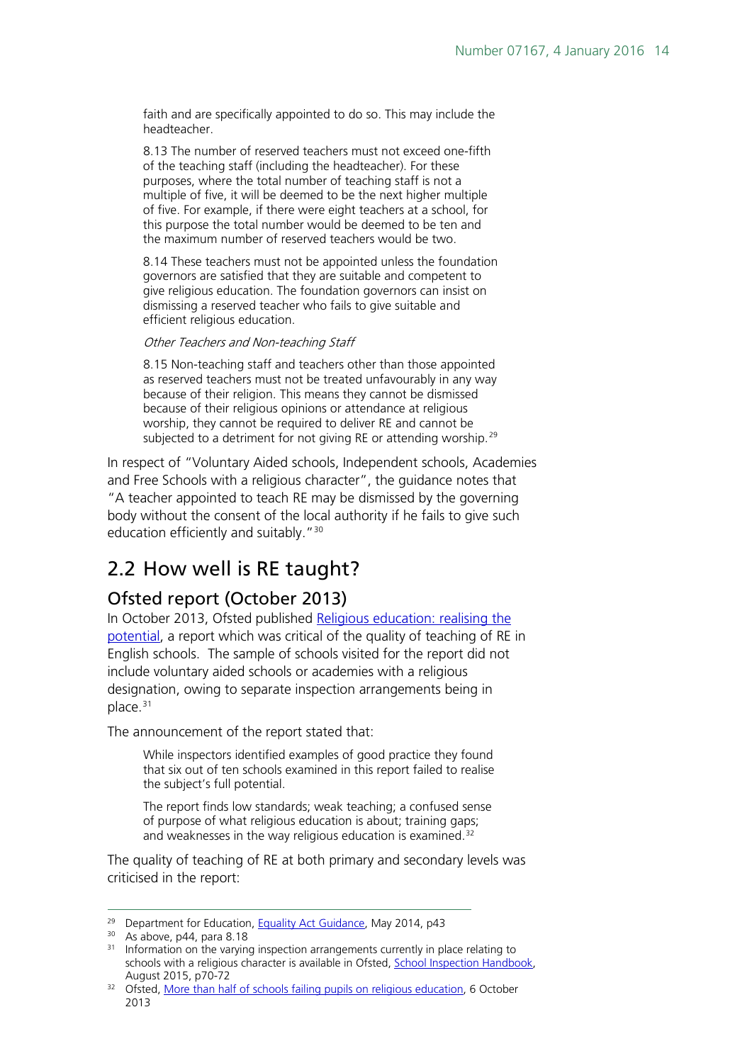> faith and are specifically appointed to do so. This may include the headteacher.
>
> 8.13 The number of reserved teachers must not exceed one-fifth of the teaching staff (including the headteacher). For these purposes, where the total number of teaching staff is not a multiple of five, it will be deemed to be the next higher multiple of five. For example, if there were eight teachers at a school, for this purpose the total number would be deemed to be ten and the maximum number of reserved teachers would be two.
>
> 8.14 These teachers must not be appointed unless the foundation governors are satisfied that they are suitable and competent to give religious education. The foundation governors can insist on dismissing a reserved teacher who fails to give suitable and efficient religious education.
>
> *Other Teachers and Non-teaching Staff*
>
> 8.15 Non-teaching staff and teachers other than those appointed as reserved teachers must not be treated unfavourably in any way because of their religion. This means they cannot be dismissed because of their religious opinions or attendance at religious worship, they cannot be required to deliver RE and cannot be subjected to a detriment for not giving RE or attending worship.[29]

In respect of "Voluntary Aided schools, Independent schools, Academies and Free Schools with a religious character", the guidance notes that "A teacher appointed to teach RE may be dismissed by the governing body without the consent of the local authority if he fails to give such education efficiently and suitably."[30]

## 2.2 How well is RE taught?

### Ofsted report (October 2013)

In October 2013, Ofsted published Religious education: realising the potential, a report which was critical of the quality of teaching of RE in English schools. The sample of schools visited for the report did not include voluntary aided schools or academies with a religious designation, owing to separate inspection arrangements being in place.[31]

The announcement of the report stated that:

> While inspectors identified examples of good practice they found that six out of ten schools examined in this report failed to realise the subject's full potential.
>
> The report finds low standards; weak teaching; a confused sense of purpose of what religious education is about; training gaps; and weaknesses in the way religious education is examined.[32]

The quality of teaching of RE at both primary and secondary levels was criticised in the report:

---

[29] Department for Education, Equality Act Guidance, May 2014, p43

[30] As above, p44, para 8.18

[31] Information on the varying inspection arrangements currently in place relating to schools with a religious character is available in Ofsted, School Inspection Handbook, August 2015, p70-72

[32] Ofsted, More than half of schools failing pupils on religious education, 6 October 2013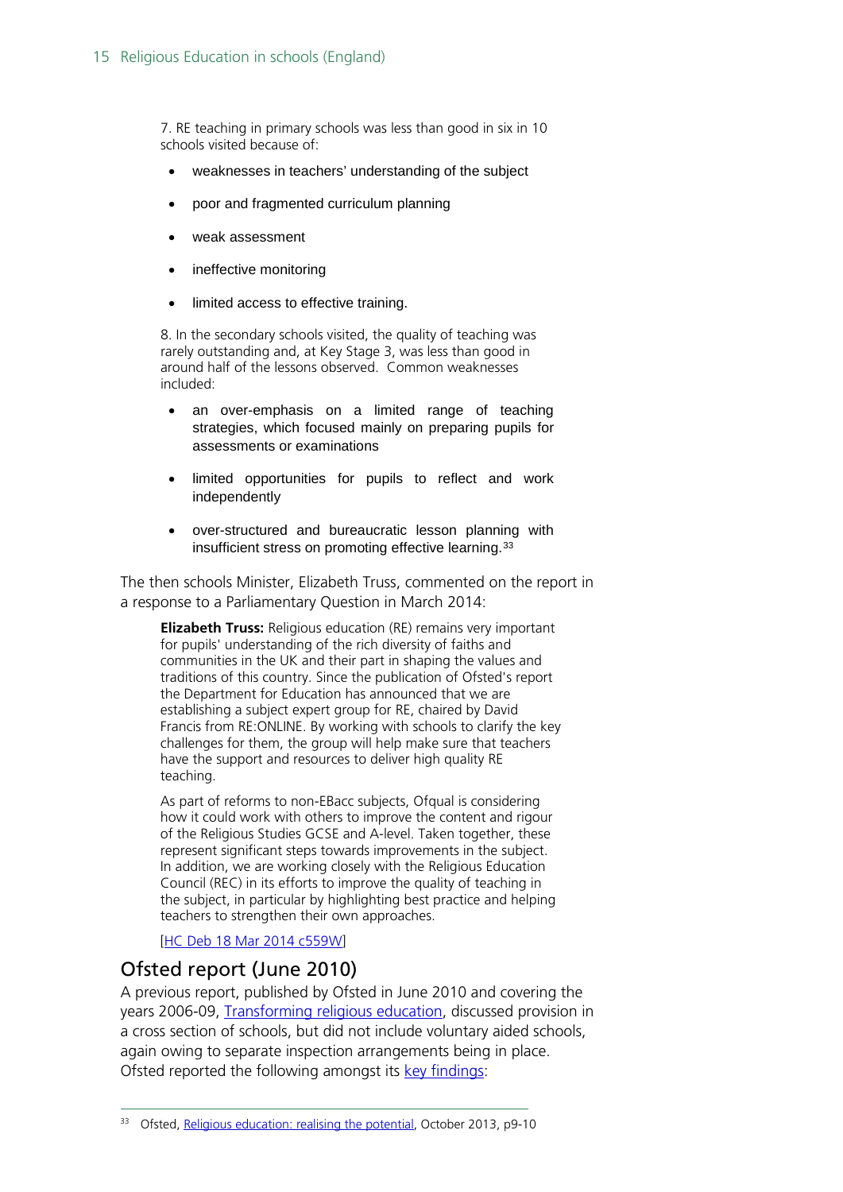> 7. RE teaching in primary schools was less than good in six in 10 schools visited because of:
>
> - weaknesses in teachers' understanding of the subject
> - poor and fragmented curriculum planning
> - weak assessment
> - ineffective monitoring
> - limited access to effective training.
>
> 8. In the secondary schools visited, the quality of teaching was rarely outstanding and, at Key Stage 3, was less than good in around half of the lessons observed. Common weaknesses included:
>
> - an over-emphasis on a limited range of teaching strategies, which focused mainly on preparing pupils for assessments or examinations
> - limited opportunities for pupils to reflect and work independently
> - over-structured and bureaucratic lesson planning with insufficient stress on promoting effective learning.[33]

The then schools Minister, Elizabeth Truss, commented on the report in a response to a Parliamentary Question in March 2014:

> **Elizabeth Truss:** Religious education (RE) remains very important for pupils' understanding of the rich diversity of faiths and communities in the UK and their part in shaping the values and traditions of this country. Since the publication of Ofsted's report the Department for Education has announced that we are establishing a subject expert group for RE, chaired by David Francis from RE:ONLINE. By working with schools to clarify the key challenges for them, the group will help make sure that teachers have the support and resources to deliver high quality RE teaching.
>
> As part of reforms to non-EBacc subjects, Ofqual is considering how it could work with others to improve the content and rigour of the Religious Studies GCSE and A-level. Taken together, these represent significant steps towards improvements in the subject. In addition, we are working closely with the Religious Education Council (REC) in its efforts to improve the quality of teaching in the subject, in particular by highlighting best practice and helping teachers to strengthen their own approaches.
>
> [HC Deb 18 Mar 2014 c559W]

## Ofsted report (June 2010)

A previous report, published by Ofsted in June 2010 and covering the years 2006-09, Transforming religious education, discussed provision in a cross section of schools, but did not include voluntary aided schools, again owing to separate inspection arrangements being in place. Ofsted reported the following amongst its key findings:

---

[33] Ofsted, Religious education: realising the potential, October 2013, p9-10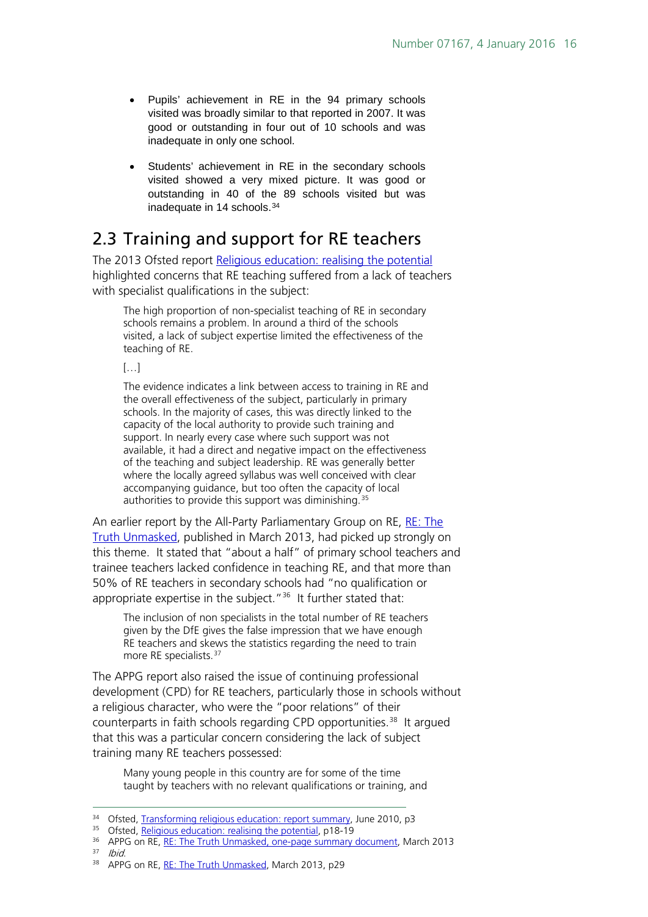- Pupils' achievement in RE in the 94 primary schools visited was broadly similar to that reported in 2007. It was good or outstanding in four out of 10 schools and was inadequate in only one school.

- Students' achievement in RE in the secondary schools visited showed a very mixed picture. It was good or outstanding in 40 of the 89 schools visited but was inadequate in 14 schools.[34]

## 2.3 Training and support for RE teachers

The 2013 Ofsted report Religious education: realising the potential highlighted concerns that RE teaching suffered from a lack of teachers with specialist qualifications in the subject:

> The high proportion of non-specialist teaching of RE in secondary schools remains a problem. In around a third of the schools visited, a lack of subject expertise limited the effectiveness of the teaching of RE.
>
> […]
>
> The evidence indicates a link between access to training in RE and the overall effectiveness of the subject, particularly in primary schools. In the majority of cases, this was directly linked to the capacity of the local authority to provide such training and support. In nearly every case where such support was not available, it had a direct and negative impact on the effectiveness of the teaching and subject leadership. RE was generally better where the locally agreed syllabus was well conceived with clear accompanying guidance, but too often the capacity of local authorities to provide this support was diminishing.[35]

An earlier report by the All-Party Parliamentary Group on RE, RE: The Truth Unmasked, published in March 2013, had picked up strongly on this theme. It stated that "about a half" of primary school teachers and trainee teachers lacked confidence in teaching RE, and that more than 50% of RE teachers in secondary schools had "no qualification or appropriate expertise in the subject."[36] It further stated that:

> The inclusion of non specialists in the total number of RE teachers given by the DfE gives the false impression that we have enough RE teachers and skews the statistics regarding the need to train more RE specialists.[37]

The APPG report also raised the issue of continuing professional development (CPD) for RE teachers, particularly those in schools without a religious character, who were the "poor relations" of their counterparts in faith schools regarding CPD opportunities.[38] It argued that this was a particular concern considering the lack of subject training many RE teachers possessed:

> Many young people in this country are for some of the time taught by teachers with no relevant qualifications or training, and

---

[34] Ofsted, Transforming religious education: report summary, June 2010, p3

[35] Ofsted, Religious education: realising the potential, p18-19

[36] APPG on RE, RE: The Truth Unmasked, one-page summary document, March 2013

[37] *Ibid.*

[38] APPG on RE, RE: The Truth Unmasked, March 2013, p29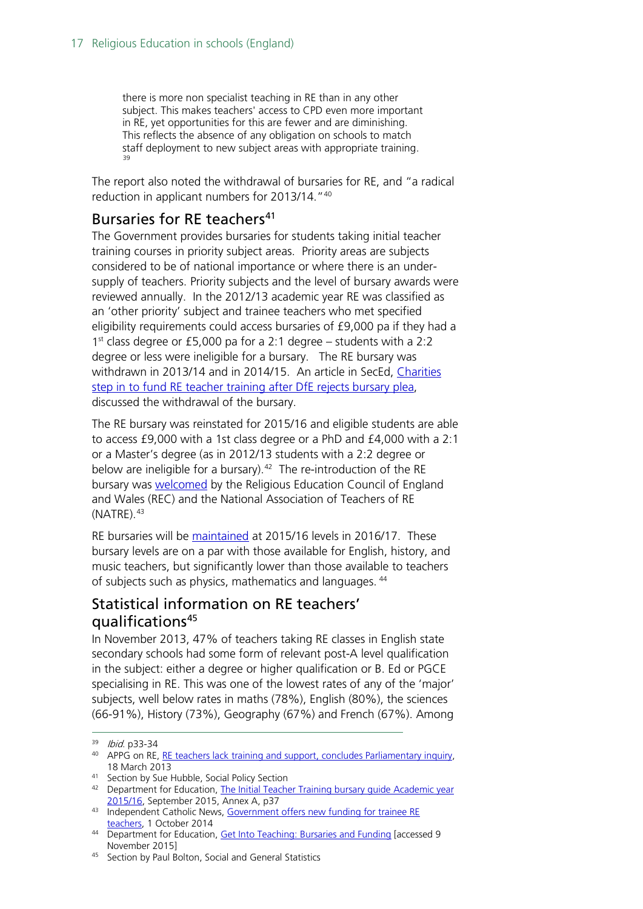> there is more non specialist teaching in RE than in any other subject. This makes teachers' access to CPD even more important in RE, yet opportunities for this are fewer and are diminishing. This reflects the absence of any obligation on schools to match staff deployment to new subject areas with appropriate training.[39]

The report also noted the withdrawal of bursaries for RE, and "a radical reduction in applicant numbers for 2013/14."[40]

## Bursaries for RE teachers[41]

The Government provides bursaries for students taking initial teacher training courses in priority subject areas. Priority areas are subjects considered to be of national importance or where there is an under-supply of teachers. Priority subjects and the level of bursary awards were reviewed annually. In the 2012/13 academic year RE was classified as an 'other priority' subject and trainee teachers who met specified eligibility requirements could access bursaries of £9,000 pa if they had a 1st class degree or £5,000 pa for a 2:1 degree – students with a 2:2 degree or less were ineligible for a bursary. The RE bursary was withdrawn in 2013/14 and in 2014/15. An article in SecEd, Charities step in to fund RE teacher training after DfE rejects bursary plea, discussed the withdrawal of the bursary.

The RE bursary was reinstated for 2015/16 and eligible students are able to access £9,000 with a 1st class degree or a PhD and £4,000 with a 2:1 or a Master's degree (as in 2012/13 students with a 2:2 degree or below are ineligible for a bursary).[42] The re-introduction of the RE bursary was welcomed by the Religious Education Council of England and Wales (REC) and the National Association of Teachers of RE (NATRE).[43]

RE bursaries will be maintained at 2015/16 levels in 2016/17. These bursary levels are on a par with those available for English, history, and music teachers, but significantly lower than those available to teachers of subjects such as physics, mathematics and languages.[44]

## Statistical information on RE teachers' qualifications[45]

In November 2013, 47% of teachers taking RE classes in English state secondary schools had some form of relevant post-A level qualification in the subject: either a degree or higher qualification or B. Ed or PGCE specialising in RE. This was one of the lowest rates of any of the 'major' subjects, well below rates in maths (78%), English (80%), the sciences (66-91%), History (73%), Geography (67%) and French (67%). Among

---

[39] *Ibid.* p33-34

[40] APPG on RE, RE teachers lack training and support, concludes Parliamentary inquiry, 18 March 2013

[41] Section by Sue Hubble, Social Policy Section

[42] Department for Education, The Initial Teacher Training bursary guide Academic year 2015/16, September 2015, Annex A, p37

[43] Independent Catholic News, Government offers new funding for trainee RE teachers, 1 October 2014

[44] Department for Education, Get Into Teaching: Bursaries and Funding [accessed 9 November 2015]

[45] Section by Paul Bolton, Social and General Statistics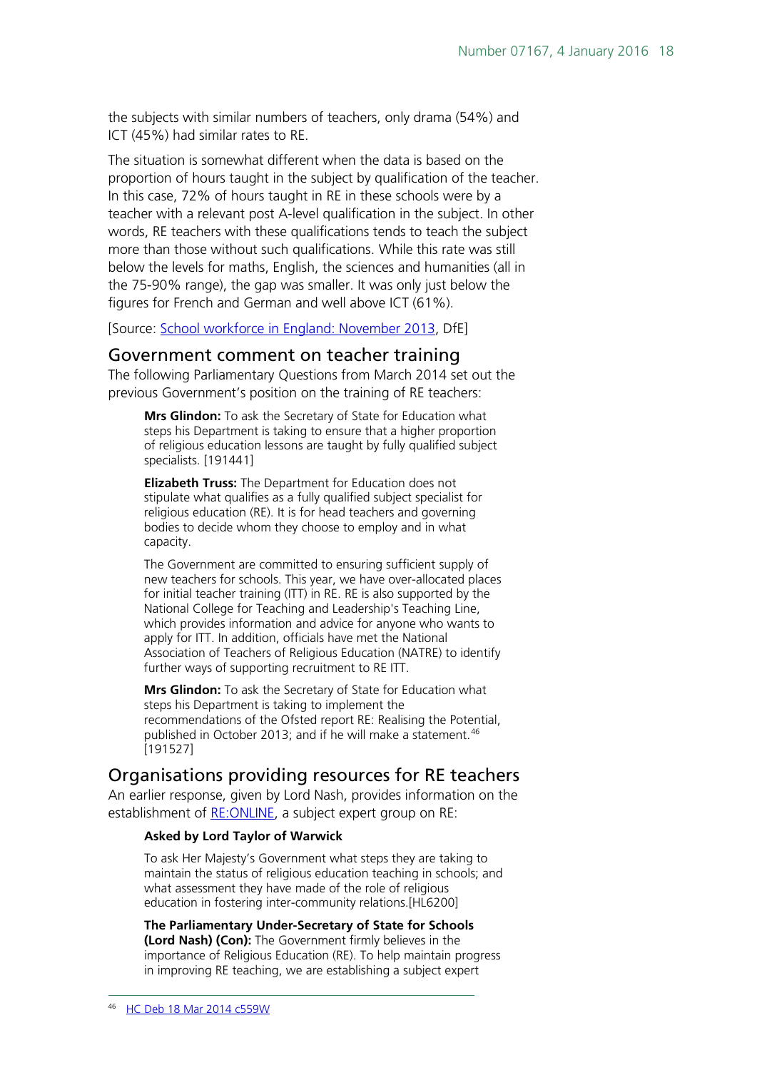the subjects with similar numbers of teachers, only drama (54%) and ICT (45%) had similar rates to RE.

The situation is somewhat different when the data is based on the proportion of hours taught in the subject by qualification of the teacher. In this case, 72% of hours taught in RE in these schools were by a teacher with a relevant post A-level qualification in the subject. In other words, RE teachers with these qualifications tends to teach the subject more than those without such qualifications. While this rate was still below the levels for maths, English, the sciences and humanities (all in the 75-90% range), the gap was smaller. It was only just below the figures for French and German and well above ICT (61%).

[Source: School workforce in England: November 2013, DfE]

## Government comment on teacher training

The following Parliamentary Questions from March 2014 set out the previous Government's position on the training of RE teachers:

> **Mrs Glindon:** To ask the Secretary of State for Education what steps his Department is taking to ensure that a higher proportion of religious education lessons are taught by fully qualified subject specialists. [191441]
>
> **Elizabeth Truss:** The Department for Education does not stipulate what qualifies as a fully qualified subject specialist for religious education (RE). It is for head teachers and governing bodies to decide whom they choose to employ and in what capacity.
>
> The Government are committed to ensuring sufficient supply of new teachers for schools. This year, we have over-allocated places for initial teacher training (ITT) in RE. RE is also supported by the National College for Teaching and Leadership's Teaching Line, which provides information and advice for anyone who wants to apply for ITT. In addition, officials have met the National Association of Teachers of Religious Education (NATRE) to identify further ways of supporting recruitment to RE ITT.
>
> **Mrs Glindon:** To ask the Secretary of State for Education what steps his Department is taking to implement the recommendations of the Ofsted report RE: Realising the Potential, published in October 2013; and if he will make a statement.[46] [191527]

## Organisations providing resources for RE teachers

An earlier response, given by Lord Nash, provides information on the establishment of RE:ONLINE, a subject expert group on RE:

> **Asked by Lord Taylor of Warwick**
>
> To ask Her Majesty's Government what steps they are taking to maintain the status of religious education teaching in schools; and what assessment they have made of the role of religious education in fostering inter-community relations.[HL6200]
>
> **The Parliamentary Under-Secretary of State for Schools (Lord Nash) (Con):** The Government firmly believes in the importance of Religious Education (RE). To help maintain progress in improving RE teaching, we are establishing a subject expert

---

46 HC Deb 18 Mar 2014 c559W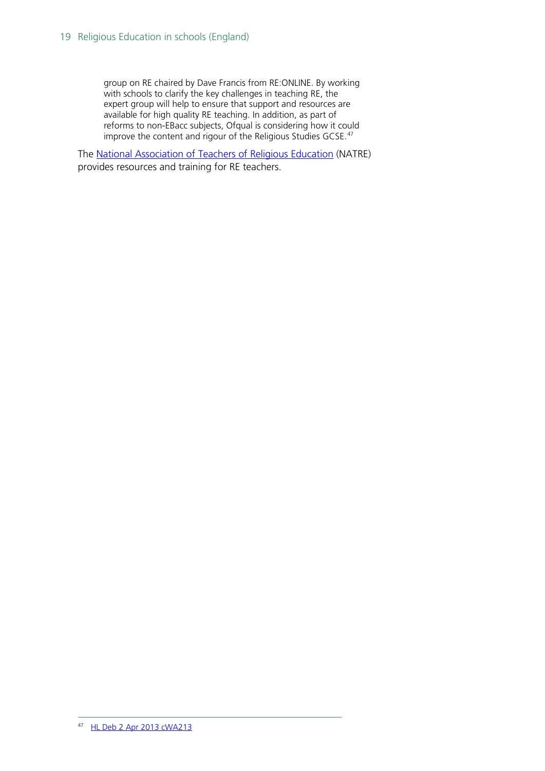> group on RE chaired by Dave Francis from RE:ONLINE. By working with schools to clarify the key challenges in teaching RE, the expert group will help to ensure that support and resources are available for high quality RE teaching. In addition, as part of reforms to non-EBacc subjects, Ofqual is considering how it could improve the content and rigour of the Religious Studies GCSE.[47]

The National Association of Teachers of Religious Education (NATRE) provides resources and training for RE teachers.

---

[47] HL Deb 2 Apr 2013 cWA213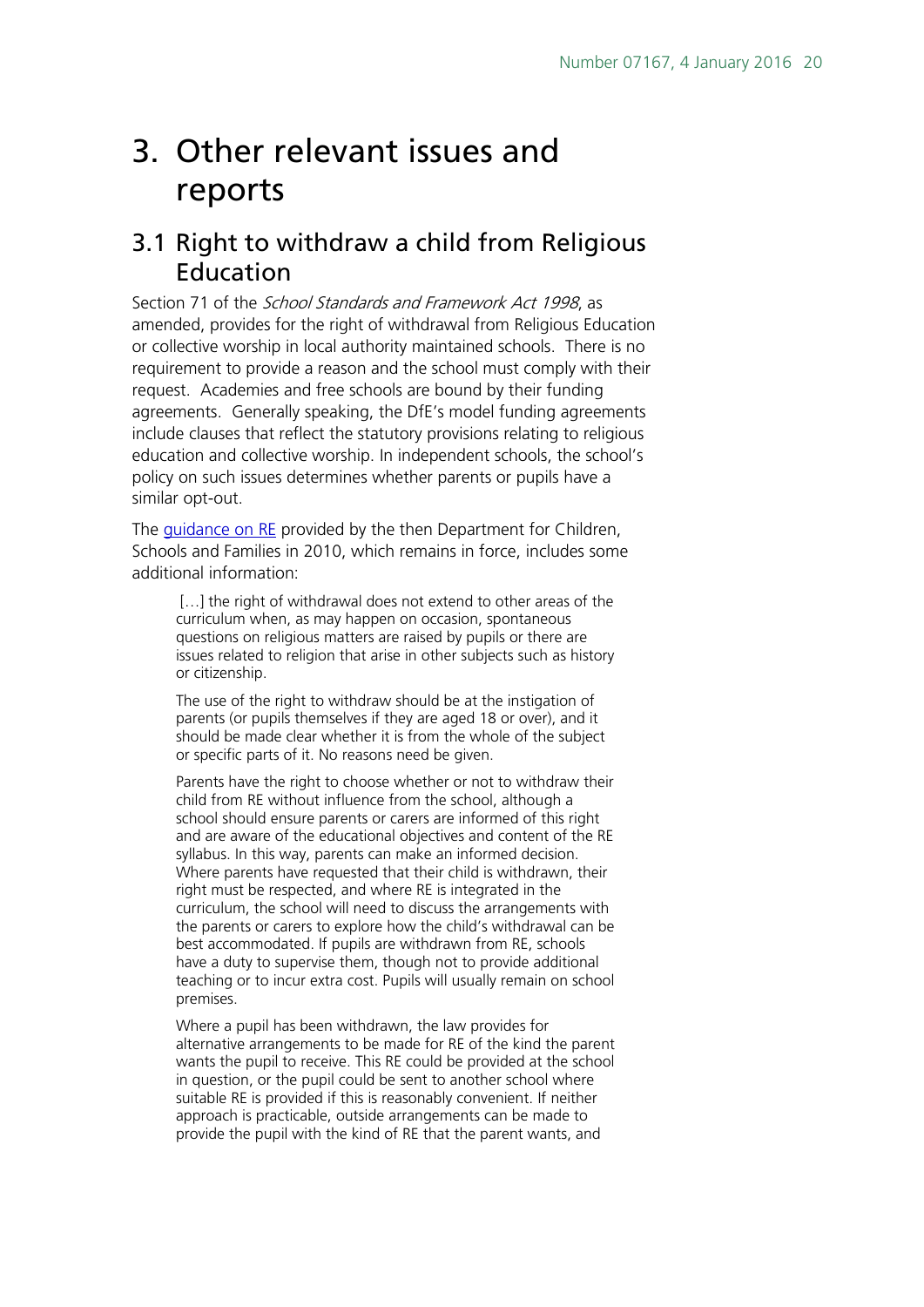# 3. Other relevant issues and reports

## 3.1 Right to withdraw a child from Religious Education

Section 71 of the *School Standards and Framework Act 1998*, as amended, provides for the right of withdrawal from Religious Education or collective worship in local authority maintained schools. There is no requirement to provide a reason and the school must comply with their request. Academies and free schools are bound by their funding agreements. Generally speaking, the DfE's model funding agreements include clauses that reflect the statutory provisions relating to religious education and collective worship. In independent schools, the school's policy on such issues determines whether parents or pupils have a similar opt-out.

The [guidance on RE](guidance on RE) provided by the then Department for Children, Schools and Families in 2010, which remains in force, includes some additional information:

> […] the right of withdrawal does not extend to other areas of the curriculum when, as may happen on occasion, spontaneous questions on religious matters are raised by pupils or there are issues related to religion that arise in other subjects such as history or citizenship.
>
> The use of the right to withdraw should be at the instigation of parents (or pupils themselves if they are aged 18 or over), and it should be made clear whether it is from the whole of the subject or specific parts of it. No reasons need be given.
>
> Parents have the right to choose whether or not to withdraw their child from RE without influence from the school, although a school should ensure parents or carers are informed of this right and are aware of the educational objectives and content of the RE syllabus. In this way, parents can make an informed decision. Where parents have requested that their child is withdrawn, their right must be respected, and where RE is integrated in the curriculum, the school will need to discuss the arrangements with the parents or carers to explore how the child's withdrawal can be best accommodated. If pupils are withdrawn from RE, schools have a duty to supervise them, though not to provide additional teaching or to incur extra cost. Pupils will usually remain on school premises.
>
> Where a pupil has been withdrawn, the law provides for alternative arrangements to be made for RE of the kind the parent wants the pupil to receive. This RE could be provided at the school in question, or the pupil could be sent to another school where suitable RE is provided if this is reasonably convenient. If neither approach is practicable, outside arrangements can be made to provide the pupil with the kind of RE that the parent wants, and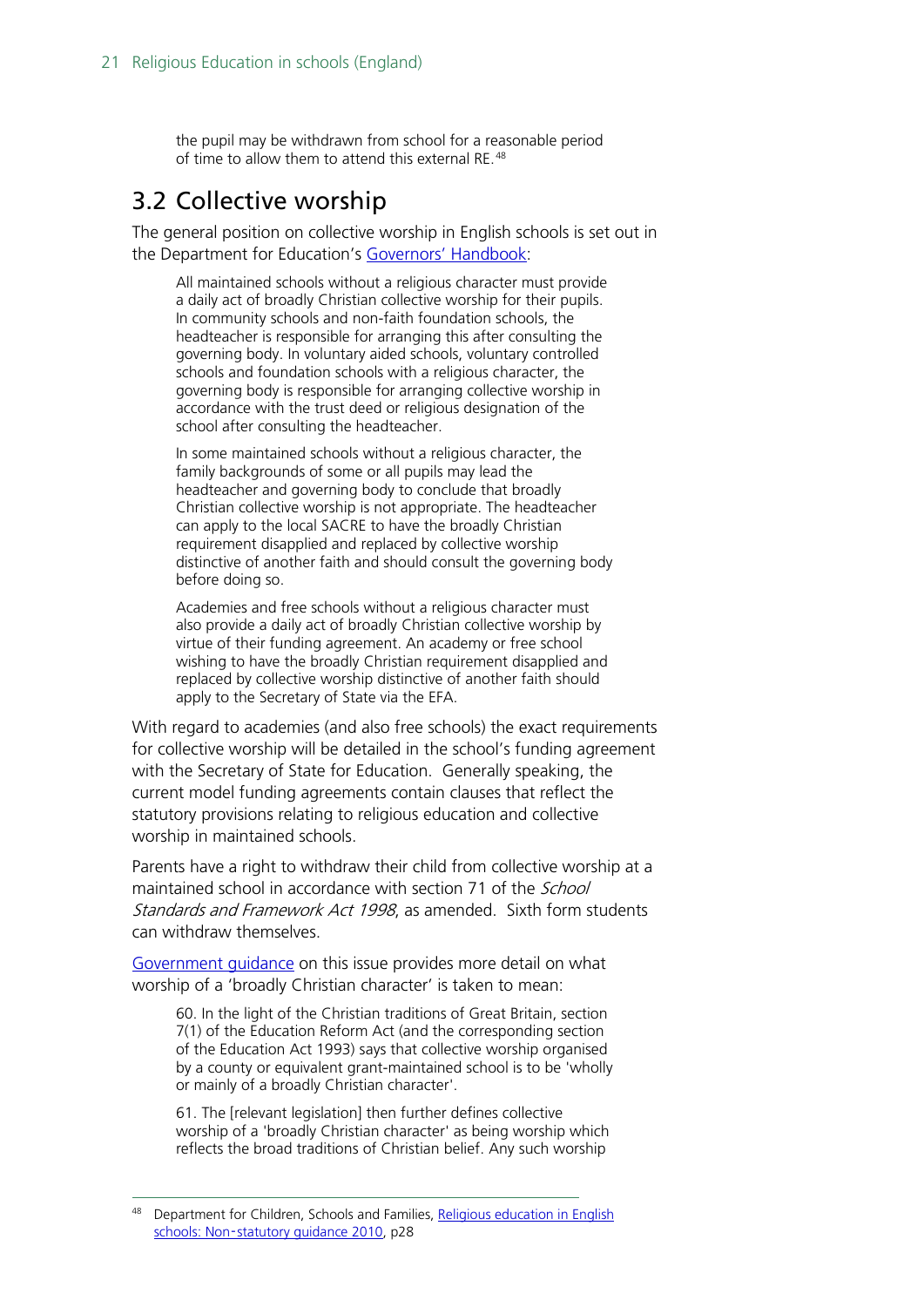the pupil may be withdrawn from school for a reasonable period of time to allow them to attend this external RE.[48]

## 3.2 Collective worship

The general position on collective worship in English schools is set out in the Department for Education's Governors' Handbook:

> All maintained schools without a religious character must provide a daily act of broadly Christian collective worship for their pupils. In community schools and non-faith foundation schools, the headteacher is responsible for arranging this after consulting the governing body. In voluntary aided schools, voluntary controlled schools and foundation schools with a religious character, the governing body is responsible for arranging collective worship in accordance with the trust deed or religious designation of the school after consulting the headteacher.
>
> In some maintained schools without a religious character, the family backgrounds of some or all pupils may lead the headteacher and governing body to conclude that broadly Christian collective worship is not appropriate. The headteacher can apply to the local SACRE to have the broadly Christian requirement disapplied and replaced by collective worship distinctive of another faith and should consult the governing body before doing so.
>
> Academies and free schools without a religious character must also provide a daily act of broadly Christian collective worship by virtue of their funding agreement. An academy or free school wishing to have the broadly Christian requirement disapplied and replaced by collective worship distinctive of another faith should apply to the Secretary of State via the EFA.

With regard to academies (and also free schools) the exact requirements for collective worship will be detailed in the school's funding agreement with the Secretary of State for Education. Generally speaking, the current model funding agreements contain clauses that reflect the statutory provisions relating to religious education and collective worship in maintained schools.

Parents have a right to withdraw their child from collective worship at a maintained school in accordance with section 71 of the *School Standards and Framework Act 1998*, as amended. Sixth form students can withdraw themselves.

Government guidance on this issue provides more detail on what worship of a 'broadly Christian character' is taken to mean:

> 60. In the light of the Christian traditions of Great Britain, section 7(1) of the Education Reform Act (and the corresponding section of the Education Act 1993) says that collective worship organised by a county or equivalent grant-maintained school is to be 'wholly or mainly of a broadly Christian character'.
>
> 61. The [relevant legislation] then further defines collective worship of a 'broadly Christian character' as being worship which reflects the broad traditions of Christian belief. Any such worship

[48] Department for Children, Schools and Families, Religious education in English schools: Non-statutory guidance 2010, p28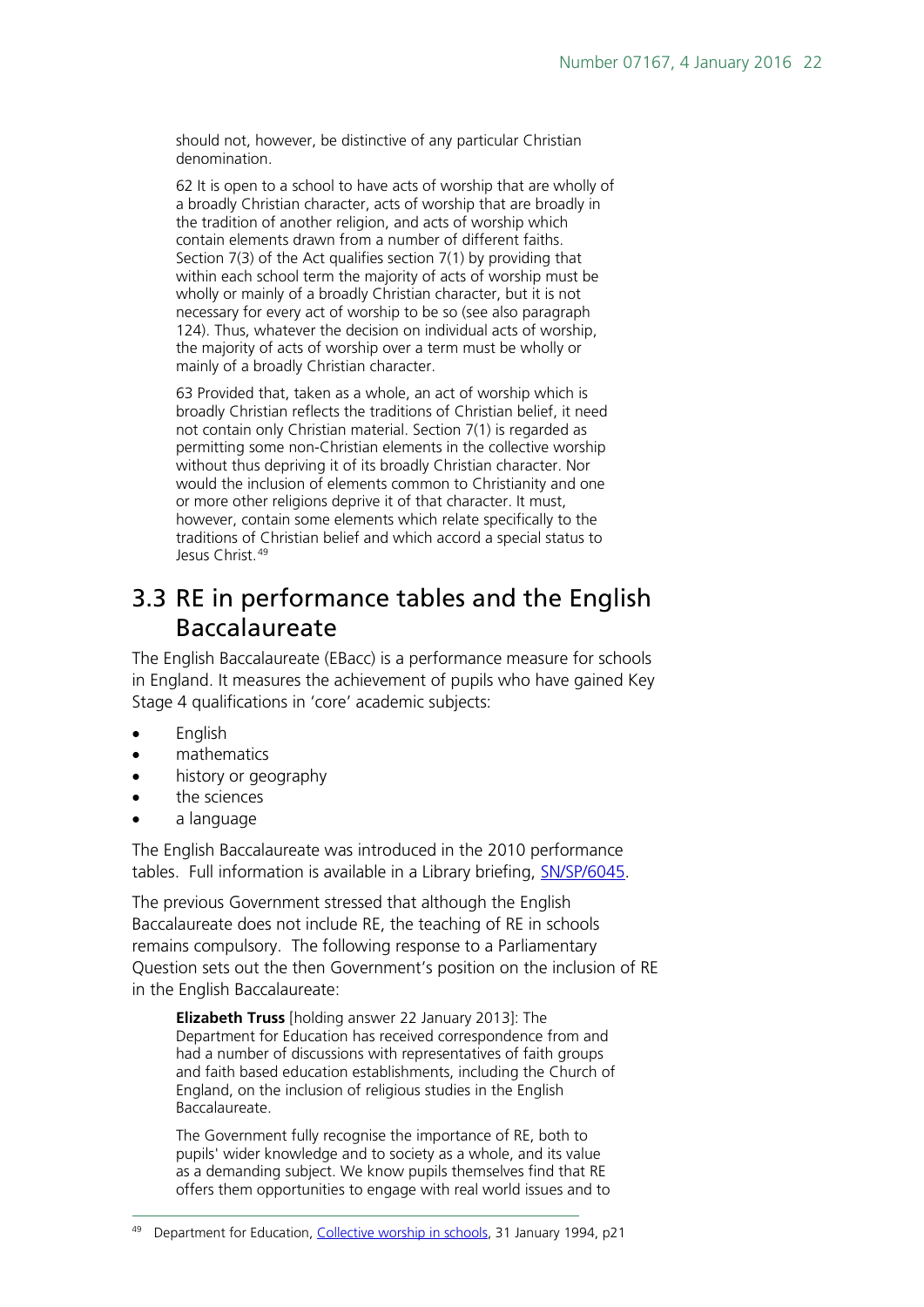should not, however, be distinctive of any particular Christian denomination.

> 62 It is open to a school to have acts of worship that are wholly of a broadly Christian character, acts of worship that are broadly in the tradition of another religion, and acts of worship which contain elements drawn from a number of different faiths. Section 7(3) of the Act qualifies section 7(1) by providing that within each school term the majority of acts of worship must be wholly or mainly of a broadly Christian character, but it is not necessary for every act of worship to be so (see also paragraph 124). Thus, whatever the decision on individual acts of worship, the majority of acts of worship over a term must be wholly or mainly of a broadly Christian character.
>
> 63 Provided that, taken as a whole, an act of worship which is broadly Christian reflects the traditions of Christian belief, it need not contain only Christian material. Section 7(1) is regarded as permitting some non-Christian elements in the collective worship without thus depriving it of its broadly Christian character. Nor would the inclusion of elements common to Christianity and one or more other religions deprive it of that character. It must, however, contain some elements which relate specifically to the traditions of Christian belief and which accord a special status to Jesus Christ.[49]

## 3.3 RE in performance tables and the English Baccalaureate

The English Baccalaureate (EBacc) is a performance measure for schools in England. It measures the achievement of pupils who have gained Key Stage 4 qualifications in 'core' academic subjects:

- English
- mathematics
- history or geography
- the sciences
- a language

The English Baccalaureate was introduced in the 2010 performance tables. Full information is available in a Library briefing, SN/SP/6045.

The previous Government stressed that although the English Baccalaureate does not include RE, the teaching of RE in schools remains compulsory. The following response to a Parliamentary Question sets out the then Government's position on the inclusion of RE in the English Baccalaureate:

> **Elizabeth Truss** [holding answer 22 January 2013]: The Department for Education has received correspondence from and had a number of discussions with representatives of faith groups and faith based education establishments, including the Church of England, on the inclusion of religious studies in the English Baccalaureate.
>
> The Government fully recognise the importance of RE, both to pupils' wider knowledge and to society as a whole, and its value as a demanding subject. We know pupils themselves find that RE offers them opportunities to engage with real world issues and to

[49] Department for Education, Collective worship in schools, 31 January 1994, p21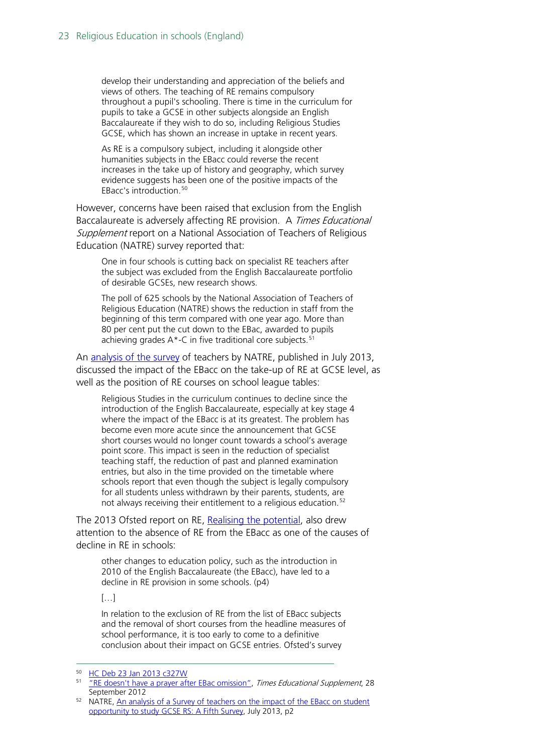> develop their understanding and appreciation of the beliefs and views of others. The teaching of RE remains compulsory throughout a pupil's schooling. There is time in the curriculum for pupils to take a GCSE in other subjects alongside an English Baccalaureate if they wish to do so, including Religious Studies GCSE, which has shown an increase in uptake in recent years.
>
> As RE is a compulsory subject, including it alongside other humanities subjects in the EBacc could reverse the recent increases in the take up of history and geography, which survey evidence suggests has been one of the positive impacts of the EBacc's introduction.[50]

However, concerns have been raised that exclusion from the English Baccalaureate is adversely affecting RE provision. A *Times Educational Supplement* report on a National Association of Teachers of Religious Education (NATRE) survey reported that:

> One in four schools is cutting back on specialist RE teachers after the subject was excluded from the English Baccalaureate portfolio of desirable GCSEs, new research shows.
>
> The poll of 625 schools by the National Association of Teachers of Religious Education (NATRE) shows the reduction in staff from the beginning of this term compared with one year ago. More than 80 per cent put the cut down to the EBac, awarded to pupils achieving grades A*-C in five traditional core subjects.[51]

An [analysis of the survey](#) of teachers by NATRE, published in July 2013, discussed the impact of the EBacc on the take-up of RE at GCSE level, as well as the position of RE courses on school league tables:

> Religious Studies in the curriculum continues to decline since the introduction of the English Baccalaureate, especially at key stage 4 where the impact of the EBacc is at its greatest. The problem has become even more acute since the announcement that GCSE short courses would no longer count towards a school's average point score. This impact is seen in the reduction of specialist teaching staff, the reduction of past and planned examination entries, but also in the time provided on the timetable where schools report that even though the subject is legally compulsory for all students unless withdrawn by their parents, students, are not always receiving their entitlement to a religious education.[52]

The 2013 Ofsted report on RE, [Realising the potential](#), also drew attention to the absence of RE from the EBacc as one of the causes of decline in RE in schools:

> other changes to education policy, such as the introduction in 2010 of the English Baccalaureate (the EBacc), have led to a decline in RE provision in some schools. (p4)
>
> […]
>
> In relation to the exclusion of RE from the list of EBacc subjects and the removal of short courses from the headline measures of school performance, it is too early to come to a definitive conclusion about their impact on GCSE entries. Ofsted's survey

---

50 HC Deb 23 Jan 2013 c327W

51 "RE doesn't have a prayer after EBac omission", *Times Educational Supplement*, 28 September 2012

52 NATRE, An analysis of a Survey of teachers on the impact of the EBacc on student opportunity to study GCSE RS: A Fifth Survey, July 2013, p2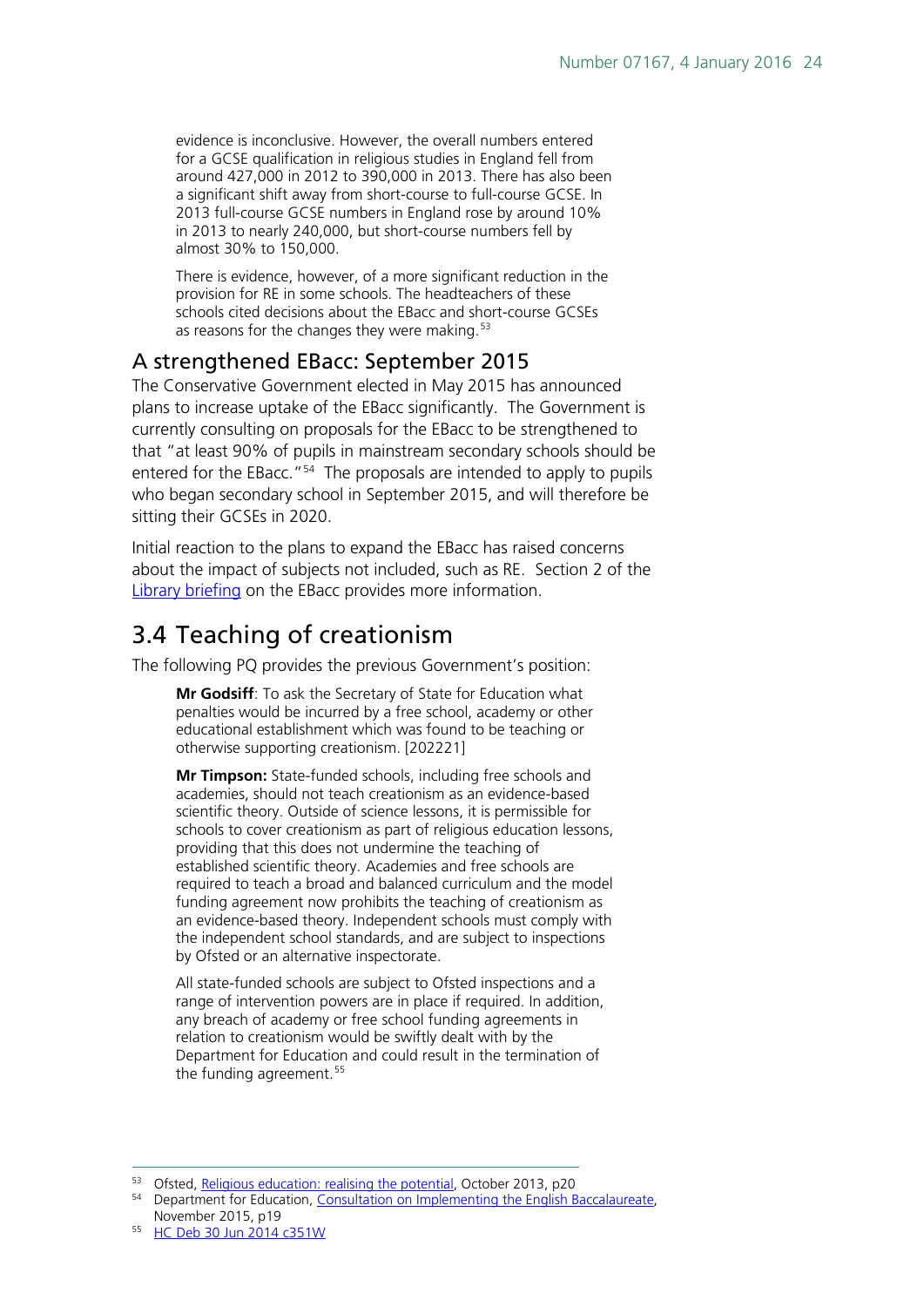evidence is inconclusive. However, the overall numbers entered for a GCSE qualification in religious studies in England fell from around 427,000 in 2012 to 390,000 in 2013. There has also been a significant shift away from short-course to full-course GCSE. In 2013 full-course GCSE numbers in England rose by around 10% in 2013 to nearly 240,000, but short-course numbers fell by almost 30% to 150,000.

There is evidence, however, of a more significant reduction in the provision for RE in some schools. The headteachers of these schools cited decisions about the EBacc and short-course GCSEs as reasons for the changes they were making.[53]

### A strengthened EBacc: September 2015

The Conservative Government elected in May 2015 has announced plans to increase uptake of the EBacc significantly. The Government is currently consulting on proposals for the EBacc to be strengthened to that "at least 90% of pupils in mainstream secondary schools should be entered for the EBacc."[54] The proposals are intended to apply to pupils who began secondary school in September 2015, and will therefore be sitting their GCSEs in 2020.

Initial reaction to the plans to expand the EBacc has raised concerns about the impact of subjects not included, such as RE. Section 2 of the Library briefing on the EBacc provides more information.

## 3.4 Teaching of creationism

The following PQ provides the previous Government's position:

**Mr Godsiff**: To ask the Secretary of State for Education what penalties would be incurred by a free school, academy or other educational establishment which was found to be teaching or otherwise supporting creationism. [202221]

**Mr Timpson:** State-funded schools, including free schools and academies, should not teach creationism as an evidence-based scientific theory. Outside of science lessons, it is permissible for schools to cover creationism as part of religious education lessons, providing that this does not undermine the teaching of established scientific theory. Academies and free schools are required to teach a broad and balanced curriculum and the model funding agreement now prohibits the teaching of creationism as an evidence-based theory. Independent schools must comply with the independent school standards, and are subject to inspections by Ofsted or an alternative inspectorate.

All state-funded schools are subject to Ofsted inspections and a range of intervention powers are in place if required. In addition, any breach of academy or free school funding agreements in relation to creationism would be swiftly dealt with by the Department for Education and could result in the termination of the funding agreement.[55]

---

[53] Ofsted, Religious education: realising the potential, October 2013, p20

[54] Department for Education, Consultation on Implementing the English Baccalaureate, November 2015, p19

[55] HC Deb 30 Jun 2014 c351W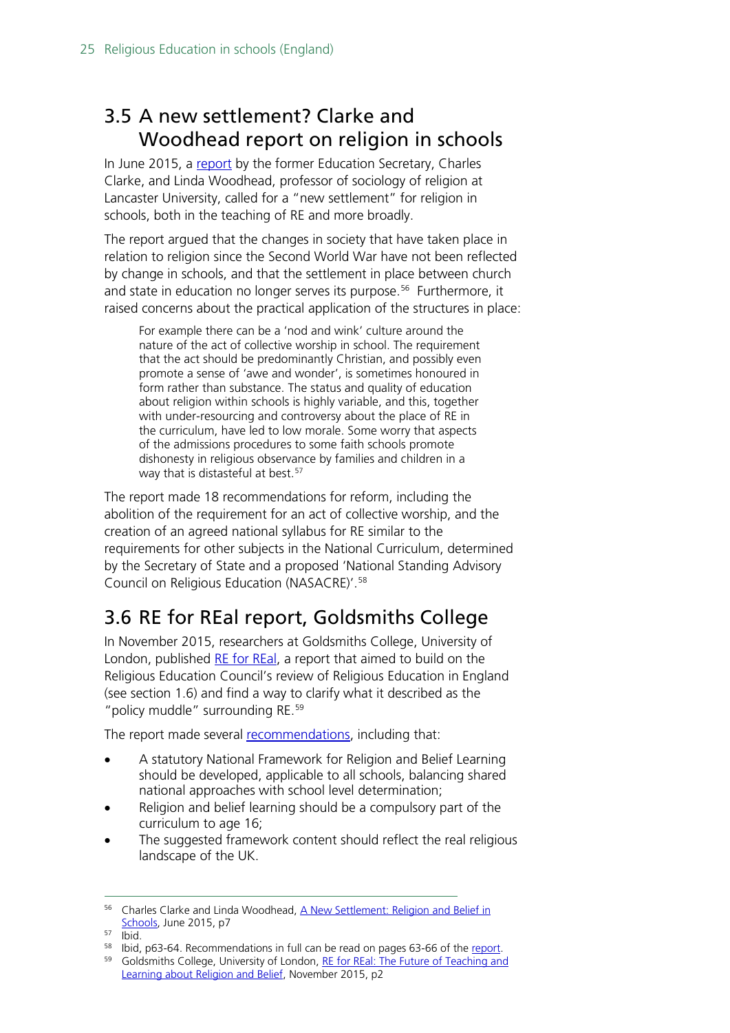## 3.5 A new settlement? Clarke and Woodhead report on religion in schools

In June 2015, a report by the former Education Secretary, Charles Clarke, and Linda Woodhead, professor of sociology of religion at Lancaster University, called for a "new settlement" for religion in schools, both in the teaching of RE and more broadly.

The report argued that the changes in society that have taken place in relation to religion since the Second World War have not been reflected by change in schools, and that the settlement in place between church and state in education no longer serves its purpose.[56] Furthermore, it raised concerns about the practical application of the structures in place:

> For example there can be a 'nod and wink' culture around the nature of the act of collective worship in school. The requirement that the act should be predominantly Christian, and possibly even promote a sense of 'awe and wonder', is sometimes honoured in form rather than substance. The status and quality of education about religion within schools is highly variable, and this, together with under-resourcing and controversy about the place of RE in the curriculum, have led to low morale. Some worry that aspects of the admissions procedures to some faith schools promote dishonesty in religious observance by families and children in a way that is distasteful at best.[57]

The report made 18 recommendations for reform, including the abolition of the requirement for an act of collective worship, and the creation of an agreed national syllabus for RE similar to the requirements for other subjects in the National Curriculum, determined by the Secretary of State and a proposed 'National Standing Advisory Council on Religious Education (NASACRE)'.[58]

## 3.6 RE for REal report, Goldsmiths College

In November 2015, researchers at Goldsmiths College, University of London, published RE for REal, a report that aimed to build on the Religious Education Council's review of Religious Education in England (see section 1.6) and find a way to clarify what it described as the "policy muddle" surrounding RE.[59]

The report made several recommendations, including that:

- A statutory National Framework for Religion and Belief Learning should be developed, applicable to all schools, balancing shared national approaches with school level determination;
- Religion and belief learning should be a compulsory part of the curriculum to age 16;
- The suggested framework content should reflect the real religious landscape of the UK.

---

[56] Charles Clarke and Linda Woodhead, A New Settlement: Religion and Belief in Schools, June 2015, p7

[57] Ibid.

[58] Ibid, p63-64. Recommendations in full can be read on pages 63-66 of the report.

[59] Goldsmiths College, University of London, RE for REal: The Future of Teaching and Learning about Religion and Belief, November 2015, p2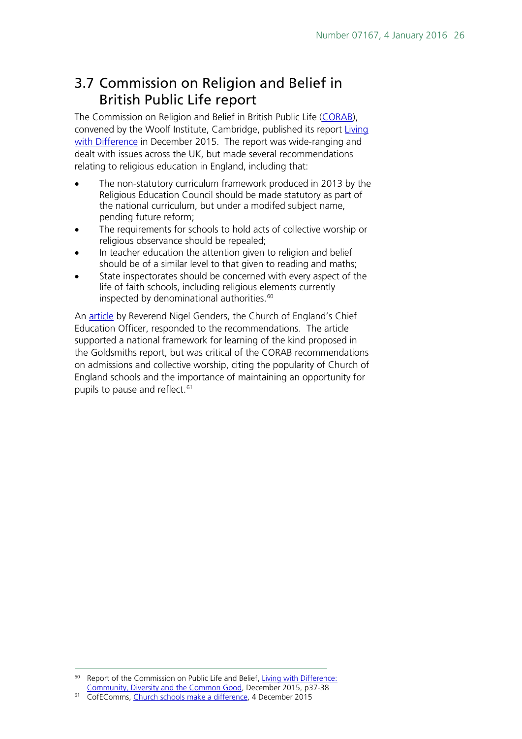## 3.7 Commission on Religion and Belief in British Public Life report

The Commission on Religion and Belief in British Public Life (CORAB), convened by the Woolf Institute, Cambridge, published its report Living with Difference in December 2015. The report was wide-ranging and dealt with issues across the UK, but made several recommendations relating to religious education in England, including that:

- The non-statutory curriculum framework produced in 2013 by the Religious Education Council should be made statutory as part of the national curriculum, but under a modifed subject name, pending future reform;
- The requirements for schools to hold acts of collective worship or religious observance should be repealed;
- In teacher education the attention given to religion and belief should be of a similar level to that given to reading and maths;
- State inspectorates should be concerned with every aspect of the life of faith schools, including religious elements currently inspected by denominational authorities.[60]

An article by Reverend Nigel Genders, the Church of England's Chief Education Officer, responded to the recommendations. The article supported a national framework for learning of the kind proposed in the Goldsmiths report, but was critical of the CORAB recommendations on admissions and collective worship, citing the popularity of Church of England schools and the importance of maintaining an opportunity for pupils to pause and reflect.[61]

[60] Report of the Commission on Public Life and Belief, Living with Difference: Community, Diversity and the Common Good, December 2015, p37-38

[61] CofEComms, Church schools make a difference, 4 December 2015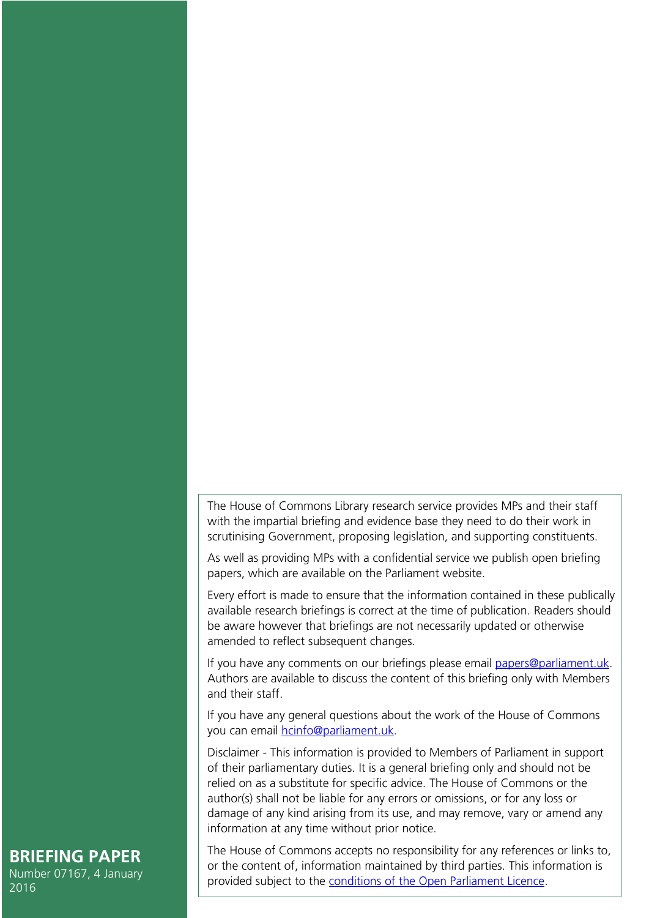**BRIEFING PAPER**

Number 07167, 4 January 2016

The House of Commons Library research service provides MPs and their staff with the impartial briefing and evidence base they need to do their work in scrutinising Government, proposing legislation, and supporting constituents.

As well as providing MPs with a confidential service we publish open briefing papers, which are available on the Parliament website.

Every effort is made to ensure that the information contained in these publically available research briefings is correct at the time of publication. Readers should be aware however that briefings are not necessarily updated or otherwise amended to reflect subsequent changes.

If you have any comments on our briefings please email papers@parliament.uk. Authors are available to discuss the content of this briefing only with Members and their staff.

If you have any general questions about the work of the House of Commons you can email hcinfo@parliament.uk.

Disclaimer - This information is provided to Members of Parliament in support of their parliamentary duties. It is a general briefing only and should not be relied on as a substitute for specific advice. The House of Commons or the author(s) shall not be liable for any errors or omissions, or for any loss or damage of any kind arising from its use, and may remove, vary or amend any information at any time without prior notice.

The House of Commons accepts no responsibility for any references or links to, or the content of, information maintained by third parties. This information is provided subject to the conditions of the Open Parliament Licence.